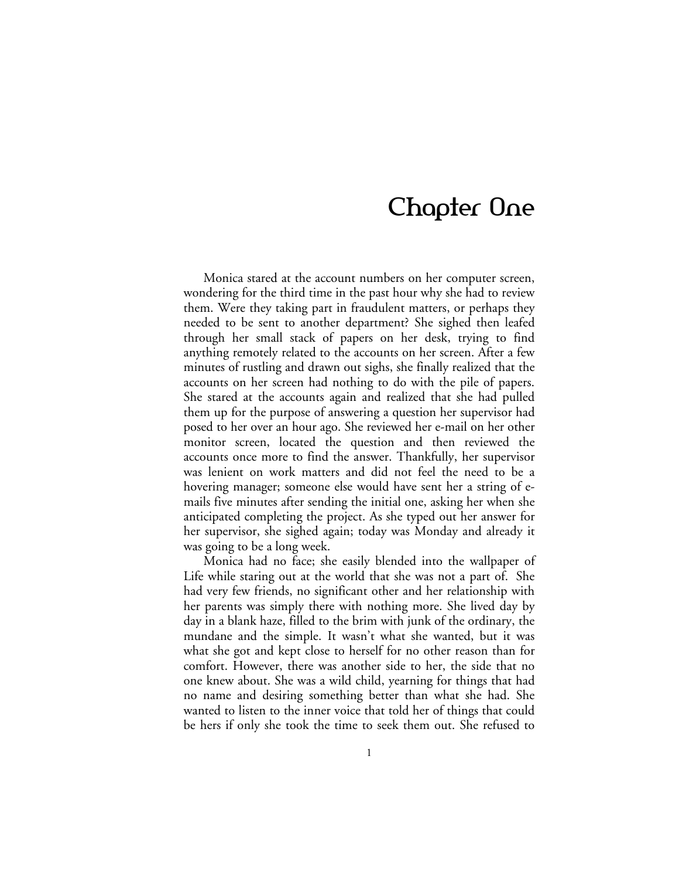# Chapter One

Monica stared at the account numbers on her computer screen, wondering for the third time in the past hour why she had to review them. Were they taking part in fraudulent matters, or perhaps they needed to be sent to another department? She sighed then leafed through her small stack of papers on her desk, trying to find anything remotely related to the accounts on her screen. After a few minutes of rustling and drawn out sighs, she finally realized that the accounts on her screen had nothing to do with the pile of papers. She stared at the accounts again and realized that she had pulled them up for the purpose of answering a question her supervisor had posed to her over an hour ago. She reviewed her e-mail on her other monitor screen, located the question and then reviewed the accounts once more to find the answer. Thankfully, her supervisor was lenient on work matters and did not feel the need to be a hovering manager; someone else would have sent her a string of e-mails five minutes after sending the initial one, asking her when she anticipated completing the project. As she typed out her answer for her supervisor, she sighed again; today was Monday and already it was going to be a long week.

Monica had no face; she easily blended into the wallpaper of Life while staring out at the world that she was not a part of. She had very few friends, no significant other and her relationship with her parents was simply there with nothing more. She lived day by day in a blank haze, filled to the brim with junk of the ordinary, the mundane and the simple. It wasn't what she wanted, but it was what she got and kept close to herself for no other reason than for comfort. However, there was another side to her, the side that no one knew about. She was a wild child, yearning for things that had no name and desiring something better than what she had. She wanted to listen to the inner voice that told her of things that could be hers if only she took the time to seek them out. She refused to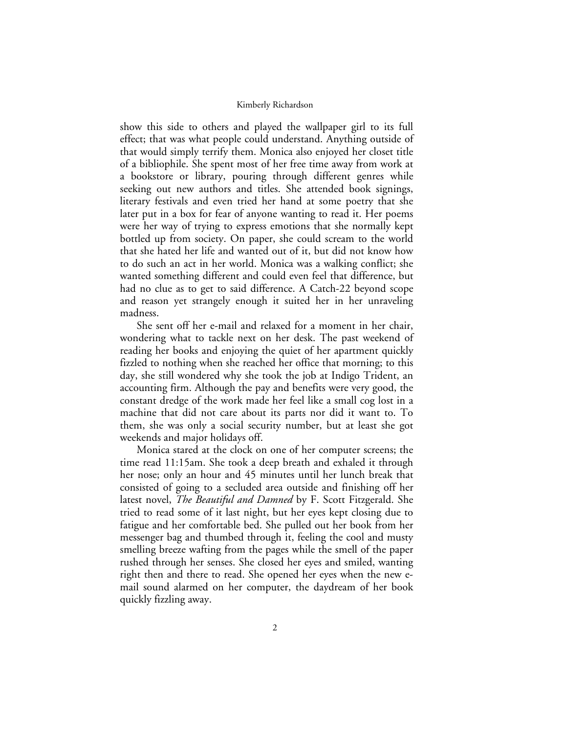show this side to others and played the wallpaper girl to its full effect; that was what people could understand. Anything outside of that would simply terrify them. Monica also enjoyed her closet title of a bibliophile. She spent most of her free time away from work at a bookstore or library, pouring through different genres while seeking out new authors and titles. She attended book signings, literary festivals and even tried her hand at some poetry that she later put in a box for fear of anyone wanting to read it. Her poems were her way of trying to express emotions that she normally kept bottled up from society. On paper, she could scream to the world that she hated her life and wanted out of it, but did not know how to do such an act in her world. Monica was a walking conflict; she wanted something different and could even feel that difference, but had no clue as to get to said difference. A Catch-22 beyond scope and reason yet strangely enough it suited her in her unraveling madness.

She sent off her e-mail and relaxed for a moment in her chair, wondering what to tackle next on her desk. The past weekend of reading her books and enjoying the quiet of her apartment quickly fizzled to nothing when she reached her office that morning; to this day, she still wondered why she took the job at Indigo Trident, an accounting firm. Although the pay and benefits were very good, the constant dredge of the work made her feel like a small cog lost in a machine that did not care about its parts nor did it want to. To them, she was only a social security number, but at least she got weekends and major holidays off.

Monica stared at the clock on one of her computer screens; the time read 11:15am. She took a deep breath and exhaled it through her nose; only an hour and 45 minutes until her lunch break that consisted of going to a secluded area outside and finishing off her latest novel, *The Beautiful and Damned* by F. Scott Fitzgerald. She tried to read some of it last night, but her eyes kept closing due to fatigue and her comfortable bed. She pulled out her book from her messenger bag and thumbed through it, feeling the cool and musty smelling breeze wafting from the pages while the smell of the paper rushed through her senses. She closed her eyes and smiled, wanting right then and there to read. She opened her eyes when the new e-mail sound alarmed on her computer, the daydream of her book quickly fizzling away.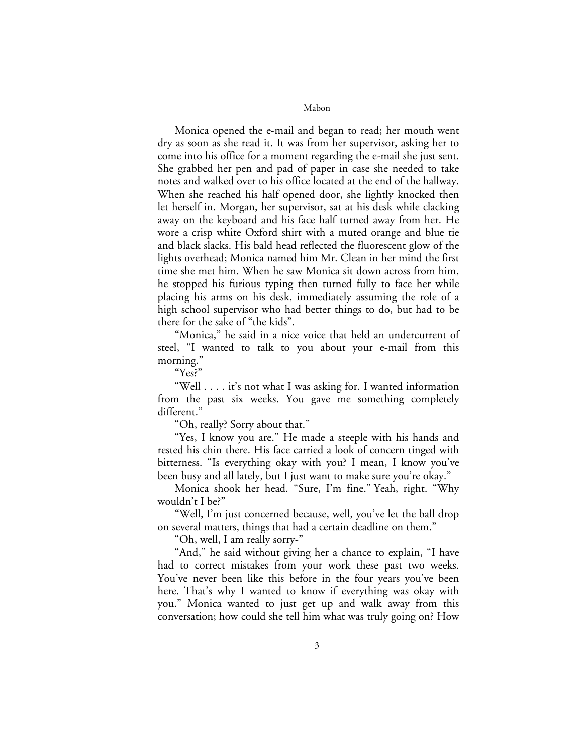Monica opened the e-mail and began to read; her mouth went dry as soon as she read it. It was from her supervisor, asking her to come into his office for a moment regarding the e-mail she just sent. She grabbed her pen and pad of paper in case she needed to take notes and walked over to his office located at the end of the hallway. When she reached his half opened door, she lightly knocked then let herself in. Morgan, her supervisor, sat at his desk while clacking away on the keyboard and his face half turned away from her. He wore a crisp white Oxford shirt with a muted orange and blue tie and black slacks. His bald head reflected the fluorescent glow of the lights overhead; Monica named him Mr. Clean in her mind the first time she met him. When he saw Monica sit down across from him, he stopped his furious typing then turned fully to face her while placing his arms on his desk, immediately assuming the role of a high school supervisor who had better things to do, but had to be there for the sake of "the kids".

"Monica," he said in a nice voice that held an undercurrent of steel, "I wanted to talk to you about your e-mail from this morning."

"Yes?"

"Well . . . . it's not what I was asking for. I wanted information from the past six weeks. You gave me something completely different."

"Oh, really? Sorry about that."

"Yes, I know you are." He made a steeple with his hands and rested his chin there. His face carried a look of concern tinged with bitterness. "Is everything okay with you? I mean, I know you've been busy and all lately, but I just want to make sure you're okay."

Monica shook her head. "Sure, I'm fine." Yeah, right. "Why wouldn't I be?"

"Well, I'm just concerned because, well, you've let the ball drop on several matters, things that had a certain deadline on them."

"Oh, well, I am really sorry-"

"And," he said without giving her a chance to explain, "I have had to correct mistakes from your work these past two weeks. You've never been like this before in the four years you've been here. That's why I wanted to know if everything was okay with you." Monica wanted to just get up and walk away from this conversation; how could she tell him what was truly going on? How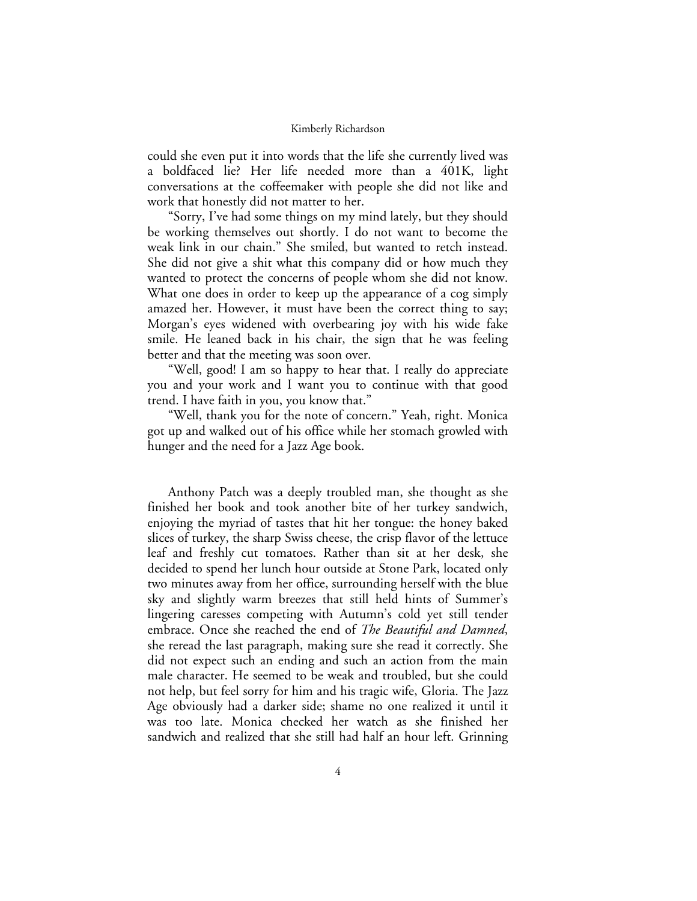could she even put it into words that the life she currently lived was a boldfaced lie? Her life needed more than a 401K, light conversations at the coffeemaker with people she did not like and work that honestly did not matter to her.

"Sorry, I've had some things on my mind lately, but they should be working themselves out shortly. I do not want to become the weak link in our chain." She smiled, but wanted to retch instead. She did not give a shit what this company did or how much they wanted to protect the concerns of people whom she did not know. What one does in order to keep up the appearance of a cog simply amazed her. However, it must have been the correct thing to say; Morgan's eyes widened with overbearing joy with his wide fake smile. He leaned back in his chair, the sign that he was feeling better and that the meeting was soon over.

"Well, good! I am so happy to hear that. I really do appreciate you and your work and I want you to continue with that good trend. I have faith in you, you know that."

"Well, thank you for the note of concern." Yeah, right. Monica got up and walked out of his office while her stomach growled with hunger and the need for a Jazz Age book.

Anthony Patch was a deeply troubled man, she thought as she finished her book and took another bite of her turkey sandwich, enjoying the myriad of tastes that hit her tongue: the honey baked slices of turkey, the sharp Swiss cheese, the crisp flavor of the lettuce leaf and freshly cut tomatoes. Rather than sit at her desk, she decided to spend her lunch hour outside at Stone Park, located only two minutes away from her office, surrounding herself with the blue sky and slightly warm breezes that still held hints of Summer's lingering caresses competing with Autumn's cold yet still tender embrace. Once she reached the end of *The Beautiful and Damned*, she reread the last paragraph, making sure she read it correctly. She did not expect such an ending and such an action from the main male character. He seemed to be weak and troubled, but she could not help, but feel sorry for him and his tragic wife, Gloria. The Jazz Age obviously had a darker side; shame no one realized it until it was too late. Monica checked her watch as she finished her sandwich and realized that she still had half an hour left. Grinning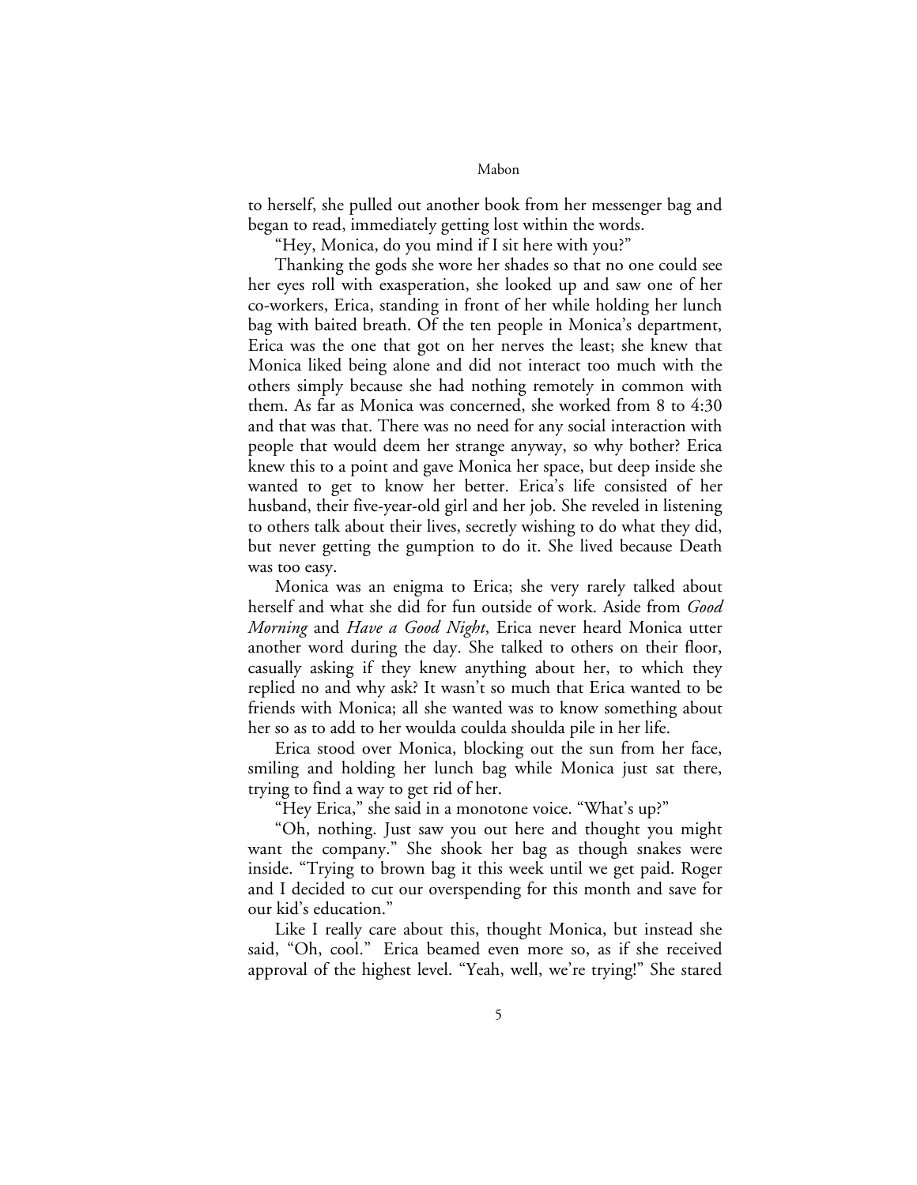to herself, she pulled out another book from her messenger bag and began to read, immediately getting lost within the words.

"Hey, Monica, do you mind if I sit here with you?"

Thanking the gods she wore her shades so that no one could see her eyes roll with exasperation, she looked up and saw one of her co-workers, Erica, standing in front of her while holding her lunch bag with baited breath. Of the ten people in Monica's department, Erica was the one that got on her nerves the least; she knew that Monica liked being alone and did not interact too much with the others simply because she had nothing remotely in common with them. As far as Monica was concerned, she worked from 8 to 4:30 and that was that. There was no need for any social interaction with people that would deem her strange anyway, so why bother? Erica knew this to a point and gave Monica her space, but deep inside she wanted to get to know her better. Erica's life consisted of her husband, their five-year-old girl and her job. She reveled in listening to others talk about their lives, secretly wishing to do what they did, but never getting the gumption to do it. She lived because Death was too easy.

Monica was an enigma to Erica; she very rarely talked about herself and what she did for fun outside of work. Aside from *Good Morning* and *Have a Good Night*, Erica never heard Monica utter another word during the day. She talked to others on their floor, casually asking if they knew anything about her, to which they replied no and why ask? It wasn't so much that Erica wanted to be friends with Monica; all she wanted was to know something about her so as to add to her woulda coulda shoulda pile in her life.

Erica stood over Monica, blocking out the sun from her face, smiling and holding her lunch bag while Monica just sat there, trying to find a way to get rid of her.

"Hey Erica," she said in a monotone voice. "What's up?"

"Oh, nothing. Just saw you out here and thought you might want the company." She shook her bag as though snakes were inside. "Trying to brown bag it this week until we get paid. Roger and I decided to cut our overspending for this month and save for our kid's education."

Like I really care about this, thought Monica, but instead she said, "Oh, cool." Erica beamed even more so, as if she received approval of the highest level. "Yeah, well, we're trying!" She stared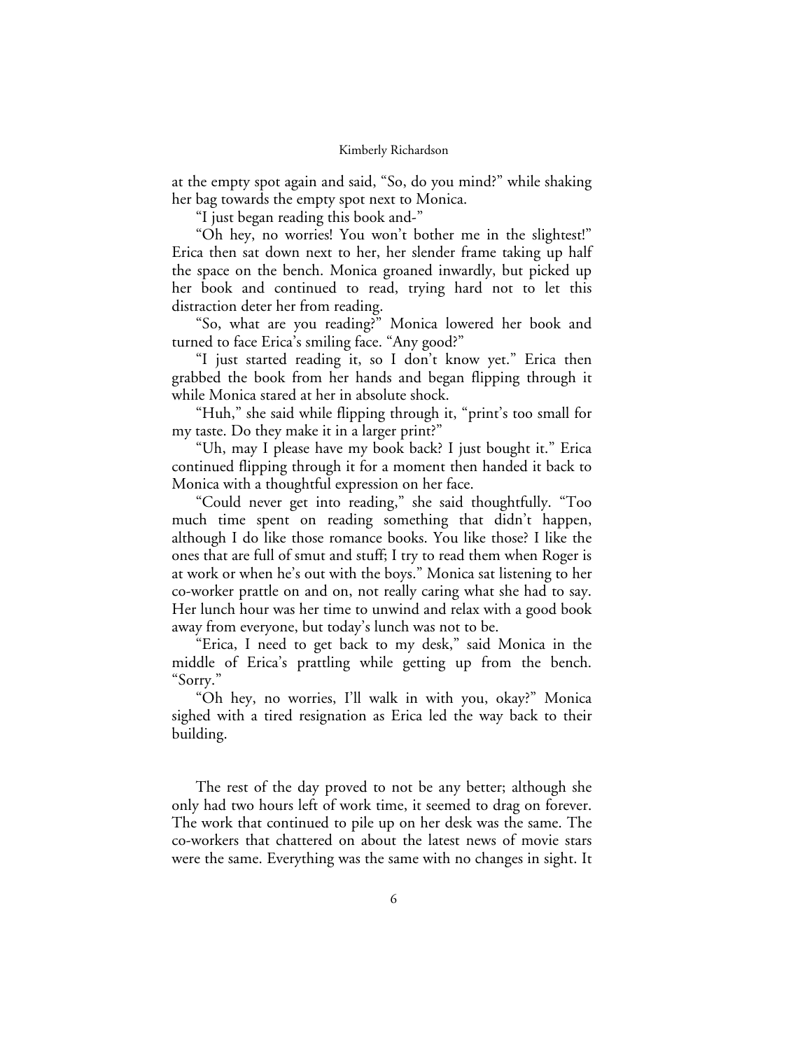at the empty spot again and said, "So, do you mind?" while shaking her bag towards the empty spot next to Monica.

"I just began reading this book and-"

"Oh hey, no worries! You won't bother me in the slightest!" Erica then sat down next to her, her slender frame taking up half the space on the bench. Monica groaned inwardly, but picked up her book and continued to read, trying hard not to let this distraction deter her from reading.

"So, what are you reading?" Monica lowered her book and turned to face Erica's smiling face. "Any good?"

"I just started reading it, so I don't know yet." Erica then grabbed the book from her hands and began flipping through it while Monica stared at her in absolute shock.

"Huh," she said while flipping through it, "print's too small for my taste. Do they make it in a larger print?"

"Uh, may I please have my book back? I just bought it." Erica continued flipping through it for a moment then handed it back to Monica with a thoughtful expression on her face.

"Could never get into reading," she said thoughtfully. "Too much time spent on reading something that didn't happen, although I do like those romance books. You like those? I like the ones that are full of smut and stuff; I try to read them when Roger is at work or when he's out with the boys." Monica sat listening to her co-worker prattle on and on, not really caring what she had to say. Her lunch hour was her time to unwind and relax with a good book away from everyone, but today's lunch was not to be.

"Erica, I need to get back to my desk," said Monica in the middle of Erica's prattling while getting up from the bench. "Sorry."

"Oh hey, no worries, I'll walk in with you, okay?" Monica sighed with a tired resignation as Erica led the way back to their building.

The rest of the day proved to not be any better; although she only had two hours left of work time, it seemed to drag on forever. The work that continued to pile up on her desk was the same. The co-workers that chattered on about the latest news of movie stars were the same. Everything was the same with no changes in sight. It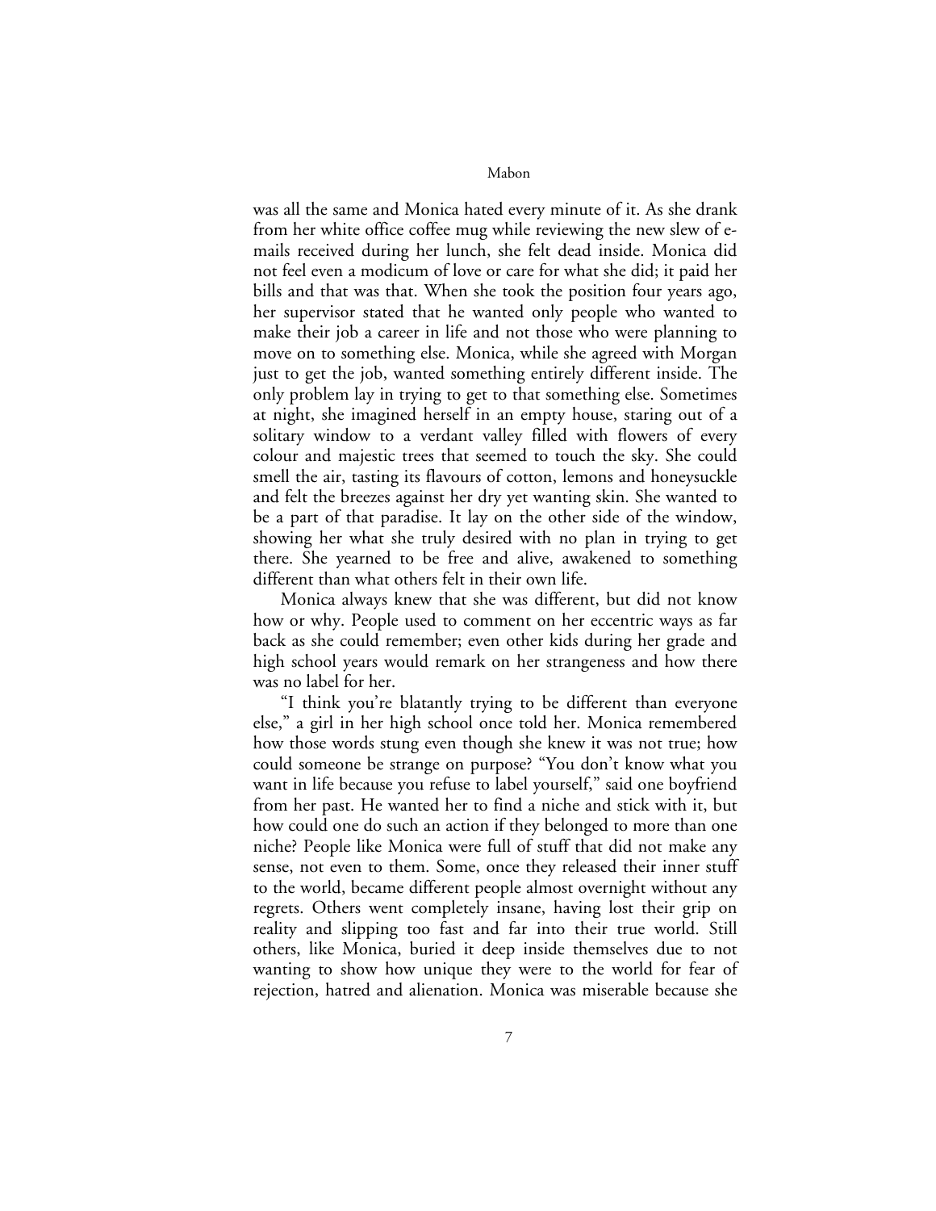was all the same and Monica hated every minute of it. As she drank from her white office coffee mug while reviewing the new slew of e-mails received during her lunch, she felt dead inside. Monica did not feel even a modicum of love or care for what she did; it paid her bills and that was that. When she took the position four years ago, her supervisor stated that he wanted only people who wanted to make their job a career in life and not those who were planning to move on to something else. Monica, while she agreed with Morgan just to get the job, wanted something entirely different inside. The only problem lay in trying to get to that something else. Sometimes at night, she imagined herself in an empty house, staring out of a solitary window to a verdant valley filled with flowers of every colour and majestic trees that seemed to touch the sky. She could smell the air, tasting its flavours of cotton, lemons and honeysuckle and felt the breezes against her dry yet wanting skin. She wanted to be a part of that paradise. It lay on the other side of the window, showing her what she truly desired with no plan in trying to get there. She yearned to be free and alive, awakened to something different than what others felt in their own life.

Monica always knew that she was different, but did not know how or why. People used to comment on her eccentric ways as far back as she could remember; even other kids during her grade and high school years would remark on her strangeness and how there was no label for her.

"I think you're blatantly trying to be different than everyone else," a girl in her high school once told her. Monica remembered how those words stung even though she knew it was not true; how could someone be strange on purpose? "You don't know what you want in life because you refuse to label yourself," said one boyfriend from her past. He wanted her to find a niche and stick with it, but how could one do such an action if they belonged to more than one niche? People like Monica were full of stuff that did not make any sense, not even to them. Some, once they released their inner stuff to the world, became different people almost overnight without any regrets. Others went completely insane, having lost their grip on reality and slipping too fast and far into their true world. Still others, like Monica, buried it deep inside themselves due to not wanting to show how unique they were to the world for fear of rejection, hatred and alienation. Monica was miserable because she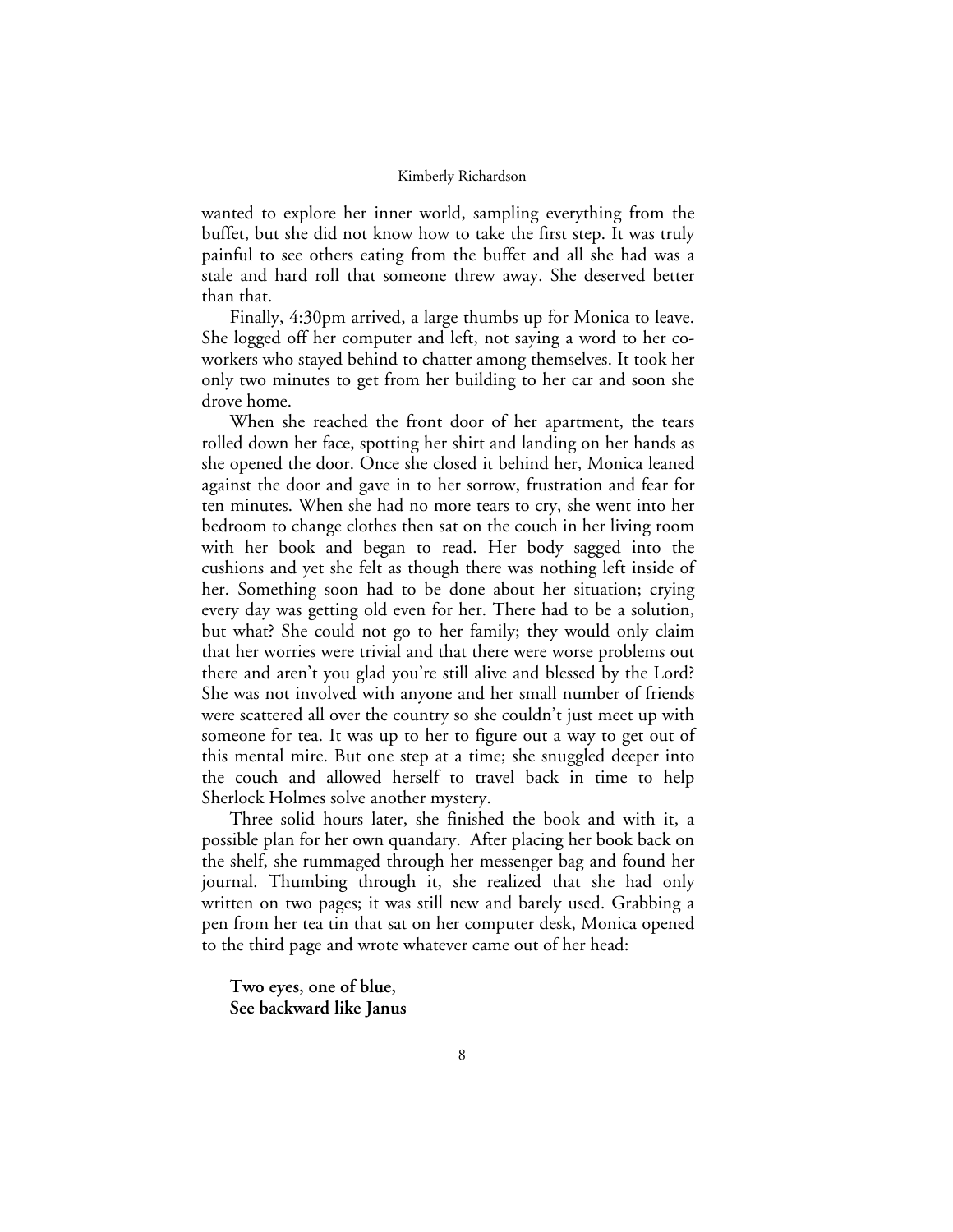wanted to explore her inner world, sampling everything from the buffet, but she did not know how to take the first step. It was truly painful to see others eating from the buffet and all she had was a stale and hard roll that someone threw away. She deserved better than that.

Finally, 4:30pm arrived, a large thumbs up for Monica to leave. She logged off her computer and left, not saying a word to her co-workers who stayed behind to chatter among themselves. It took her only two minutes to get from her building to her car and soon she drove home.

When she reached the front door of her apartment, the tears rolled down her face, spotting her shirt and landing on her hands as she opened the door. Once she closed it behind her, Monica leaned against the door and gave in to her sorrow, frustration and fear for ten minutes. When she had no more tears to cry, she went into her bedroom to change clothes then sat on the couch in her living room with her book and began to read. Her body sagged into the cushions and yet she felt as though there was nothing left inside of her. Something soon had to be done about her situation; crying every day was getting old even for her. There had to be a solution, but what? She could not go to her family; they would only claim that her worries were trivial and that there were worse problems out there and aren't you glad you're still alive and blessed by the Lord? She was not involved with anyone and her small number of friends were scattered all over the country so she couldn't just meet up with someone for tea. It was up to her to figure out a way to get out of this mental mire. But one step at a time; she snuggled deeper into the couch and allowed herself to travel back in time to help Sherlock Holmes solve another mystery.

Three solid hours later, she finished the book and with it, a possible plan for her own quandary. After placing her book back on the shelf, she rummaged through her messenger bag and found her journal. Thumbing through it, she realized that she had only written on two pages; it was still new and barely used. Grabbing a pen from her tea tin that sat on her computer desk, Monica opened to the third page and wrote whatever came out of her head:

**Two eyes, one of blue,**
**See backward like Janus**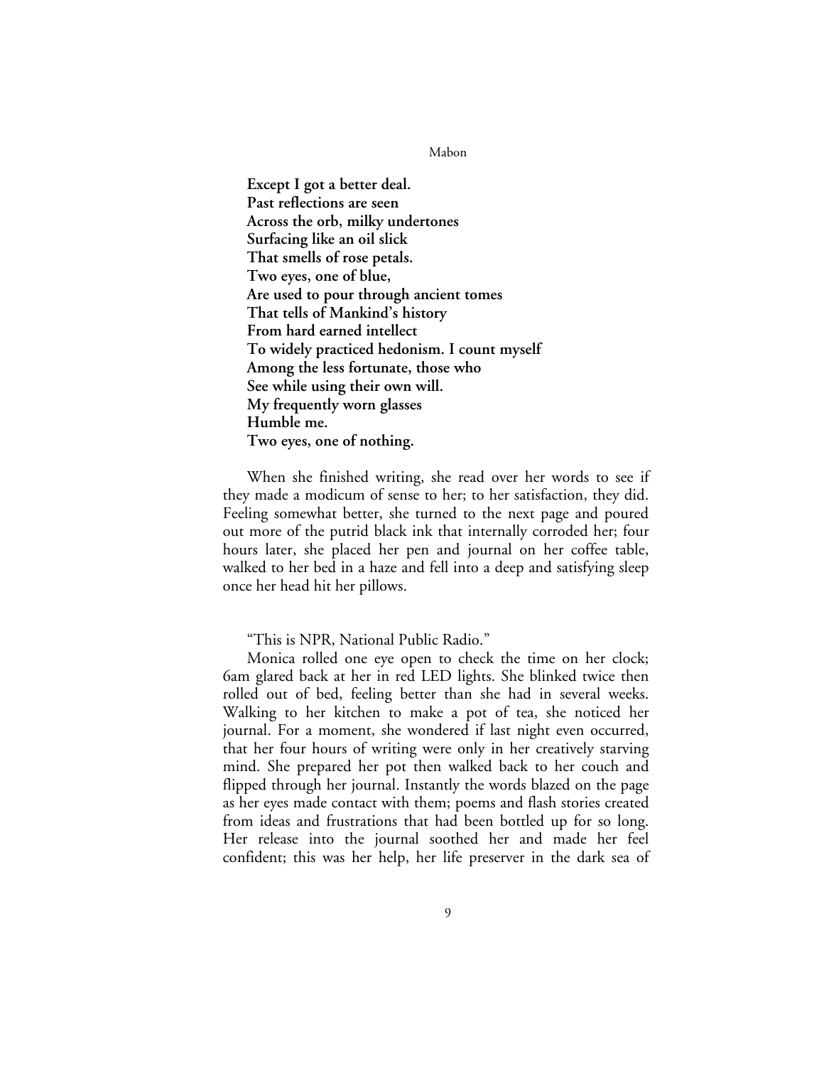**Except I got a better deal.**
**Past reflections are seen**
**Across the orb, milky undertones**
**Surfacing like an oil slick**
**That smells of rose petals.**
**Two eyes, one of blue,**
**Are used to pour through ancient tomes**
**That tells of Mankind's history**
**From hard earned intellect**
**To widely practiced hedonism. I count myself**
**Among the less fortunate, those who**
**See while using their own will.**
**My frequently worn glasses**
**Humble me.**
**Two eyes, one of nothing.**

When she finished writing, she read over her words to see if they made a modicum of sense to her; to her satisfaction, they did. Feeling somewhat better, she turned to the next page and poured out more of the putrid black ink that internally corroded her; four hours later, she placed her pen and journal on her coffee table, walked to her bed in a haze and fell into a deep and satisfying sleep once her head hit her pillows.

"This is NPR, National Public Radio."

Monica rolled one eye open to check the time on her clock; 6am glared back at her in red LED lights. She blinked twice then rolled out of bed, feeling better than she had in several weeks. Walking to her kitchen to make a pot of tea, she noticed her journal. For a moment, she wondered if last night even occurred, that her four hours of writing were only in her creatively starving mind. She prepared her pot then walked back to her couch and flipped through her journal. Instantly the words blazed on the page as her eyes made contact with them; poems and flash stories created from ideas and frustrations that had been bottled up for so long. Her release into the journal soothed her and made her feel confident; this was her help, her life preserver in the dark sea of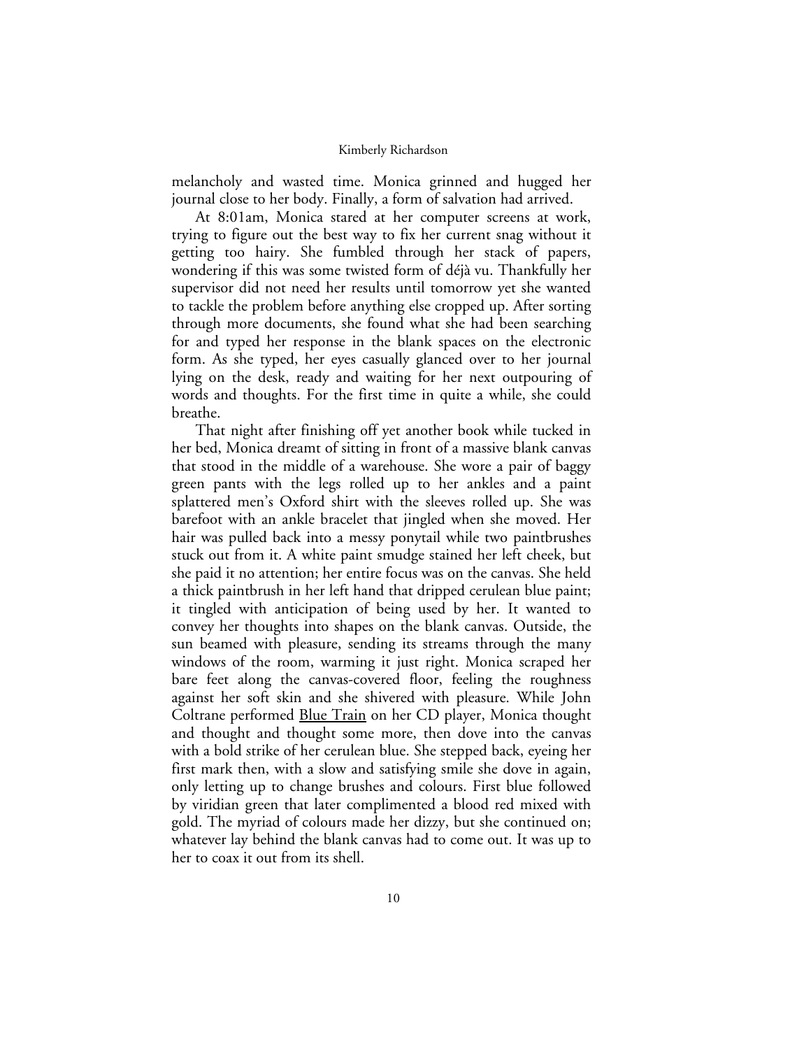melancholy and wasted time. Monica grinned and hugged her journal close to her body. Finally, a form of salvation had arrived.

At 8:01am, Monica stared at her computer screens at work, trying to figure out the best way to fix her current snag without it getting too hairy. She fumbled through her stack of papers, wondering if this was some twisted form of déjà vu. Thankfully her supervisor did not need her results until tomorrow yet she wanted to tackle the problem before anything else cropped up. After sorting through more documents, she found what she had been searching for and typed her response in the blank spaces on the electronic form. As she typed, her eyes casually glanced over to her journal lying on the desk, ready and waiting for her next outpouring of words and thoughts. For the first time in quite a while, she could breathe.

That night after finishing off yet another book while tucked in her bed, Monica dreamt of sitting in front of a massive blank canvas that stood in the middle of a warehouse. She wore a pair of baggy green pants with the legs rolled up to her ankles and a paint splattered men's Oxford shirt with the sleeves rolled up. She was barefoot with an ankle bracelet that jingled when she moved. Her hair was pulled back into a messy ponytail while two paintbrushes stuck out from it. A white paint smudge stained her left cheek, but she paid it no attention; her entire focus was on the canvas. She held a thick paintbrush in her left hand that dripped cerulean blue paint; it tingled with anticipation of being used by her. It wanted to convey her thoughts into shapes on the blank canvas. Outside, the sun beamed with pleasure, sending its streams through the many windows of the room, warming it just right. Monica scraped her bare feet along the canvas-covered floor, feeling the roughness against her soft skin and she shivered with pleasure. While John Coltrane performed <u>Blue Train</u> on her CD player, Monica thought and thought and thought some more, then dove into the canvas with a bold strike of her cerulean blue. She stepped back, eyeing her first mark then, with a slow and satisfying smile she dove in again, only letting up to change brushes and colours. First blue followed by viridian green that later complimented a blood red mixed with gold. The myriad of colours made her dizzy, but she continued on; whatever lay behind the blank canvas had to come out. It was up to her to coax it out from its shell.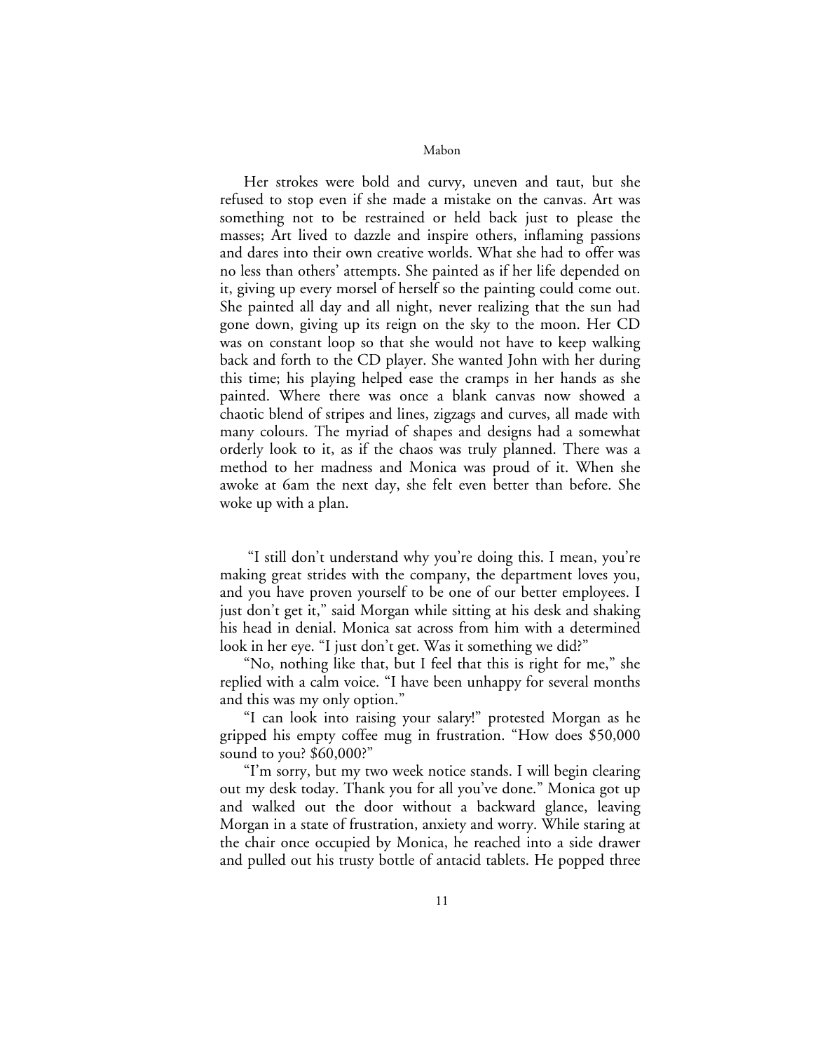Her strokes were bold and curvy, uneven and taut, but she refused to stop even if she made a mistake on the canvas. Art was something not to be restrained or held back just to please the masses; Art lived to dazzle and inspire others, inflaming passions and dares into their own creative worlds. What she had to offer was no less than others' attempts. She painted as if her life depended on it, giving up every morsel of herself so the painting could come out. She painted all day and all night, never realizing that the sun had gone down, giving up its reign on the sky to the moon. Her CD was on constant loop so that she would not have to keep walking back and forth to the CD player. She wanted John with her during this time; his playing helped ease the cramps in her hands as she painted. Where there was once a blank canvas now showed a chaotic blend of stripes and lines, zigzags and curves, all made with many colours. The myriad of shapes and designs had a somewhat orderly look to it, as if the chaos was truly planned. There was a method to her madness and Monica was proud of it. When she awoke at 6am the next day, she felt even better than before. She woke up with a plan.

"I still don't understand why you're doing this. I mean, you're making great strides with the company, the department loves you, and you have proven yourself to be one of our better employees. I just don't get it," said Morgan while sitting at his desk and shaking his head in denial. Monica sat across from him with a determined look in her eye. "I just don't get. Was it something we did?"

"No, nothing like that, but I feel that this is right for me," she replied with a calm voice. "I have been unhappy for several months and this was my only option."

"I can look into raising your salary!" protested Morgan as he gripped his empty coffee mug in frustration. "How does $50,000 sound to you? $60,000?"

"I'm sorry, but my two week notice stands. I will begin clearing out my desk today. Thank you for all you've done." Monica got up and walked out the door without a backward glance, leaving Morgan in a state of frustration, anxiety and worry. While staring at the chair once occupied by Monica, he reached into a side drawer and pulled out his trusty bottle of antacid tablets. He popped three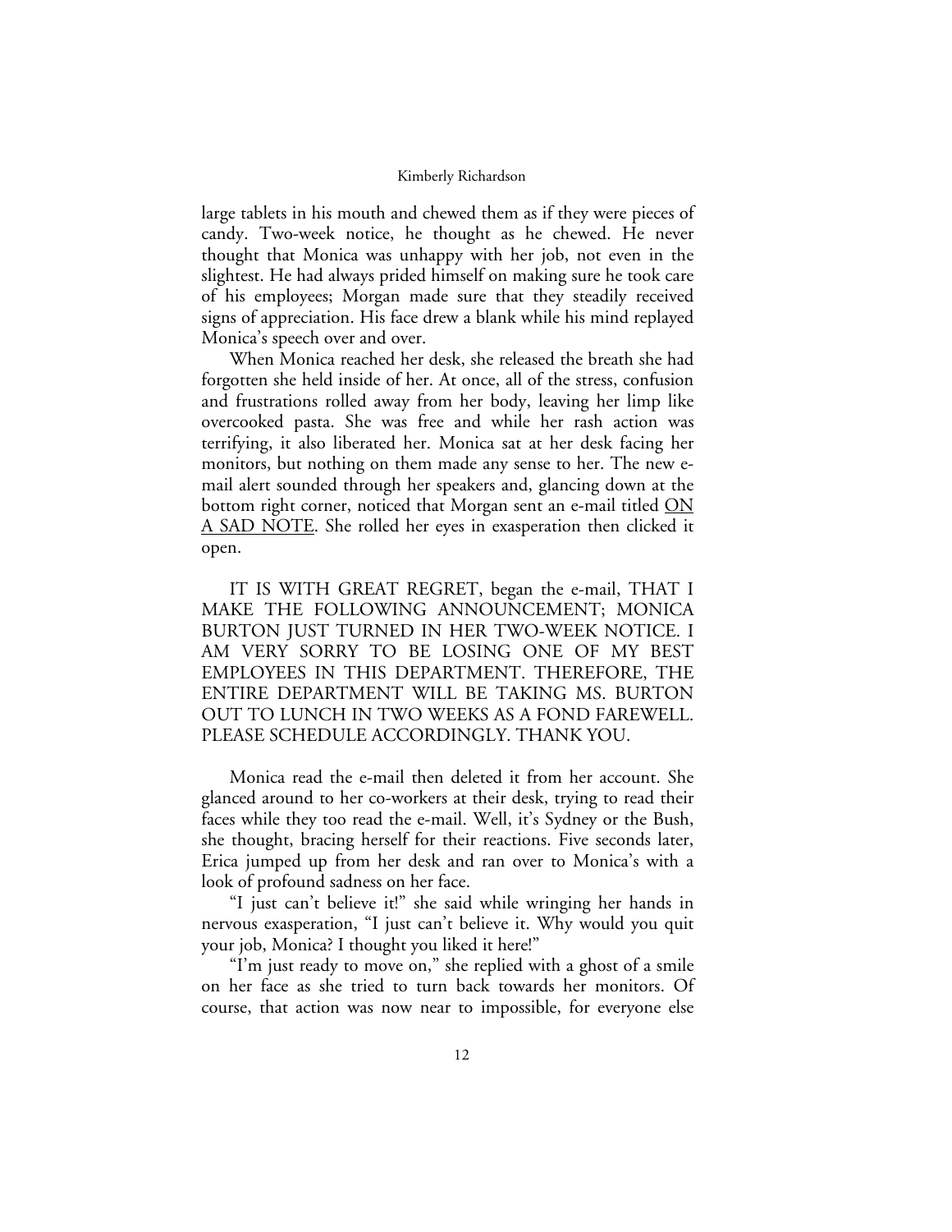large tablets in his mouth and chewed them as if they were pieces of candy. Two-week notice, he thought as he chewed. He never thought that Monica was unhappy with her job, not even in the slightest. He had always prided himself on making sure he took care of his employees; Morgan made sure that they steadily received signs of appreciation. His face drew a blank while his mind replayed Monica's speech over and over.

When Monica reached her desk, she released the breath she had forgotten she held inside of her. At once, all of the stress, confusion and frustrations rolled away from her body, leaving her limp like overcooked pasta. She was free and while her rash action was terrifying, it also liberated her. Monica sat at her desk facing her monitors, but nothing on them made any sense to her. The new e-mail alert sounded through her speakers and, glancing down at the bottom right corner, noticed that Morgan sent an e-mail titled <u>ON A SAD NOTE</u>. She rolled her eyes in exasperation then clicked it open.

IT IS WITH GREAT REGRET, began the e-mail, THAT I MAKE THE FOLLOWING ANNOUNCEMENT; MONICA BURTON JUST TURNED IN HER TWO-WEEK NOTICE. I AM VERY SORRY TO BE LOSING ONE OF MY BEST EMPLOYEES IN THIS DEPARTMENT. THEREFORE, THE ENTIRE DEPARTMENT WILL BE TAKING MS. BURTON OUT TO LUNCH IN TWO WEEKS AS A FOND FAREWELL. PLEASE SCHEDULE ACCORDINGLY. THANK YOU.

Monica read the e-mail then deleted it from her account. She glanced around to her co-workers at their desk, trying to read their faces while they too read the e-mail. Well, it's Sydney or the Bush, she thought, bracing herself for their reactions. Five seconds later, Erica jumped up from her desk and ran over to Monica's with a look of profound sadness on her face.

"I just can't believe it!" she said while wringing her hands in nervous exasperation, "I just can't believe it. Why would you quit your job, Monica? I thought you liked it here!"

"I'm just ready to move on," she replied with a ghost of a smile on her face as she tried to turn back towards her monitors. Of course, that action was now near to impossible, for everyone else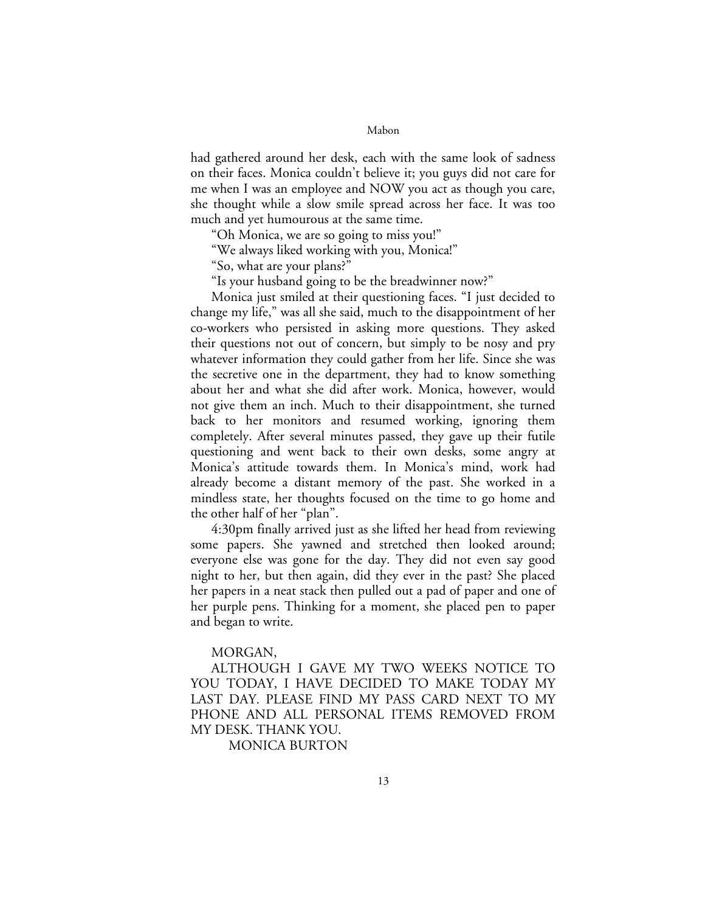had gathered around her desk, each with the same look of sadness on their faces. Monica couldn't believe it; you guys did not care for me when I was an employee and NOW you act as though you care, she thought while a slow smile spread across her face. It was too much and yet humourous at the same time.

"Oh Monica, we are so going to miss you!"

"We always liked working with you, Monica!"

"So, what are your plans?"

"Is your husband going to be the breadwinner now?"

Monica just smiled at their questioning faces. "I just decided to change my life," was all she said, much to the disappointment of her co-workers who persisted in asking more questions. They asked their questions not out of concern, but simply to be nosy and pry whatever information they could gather from her life. Since she was the secretive one in the department, they had to know something about her and what she did after work. Monica, however, would not give them an inch. Much to their disappointment, she turned back to her monitors and resumed working, ignoring them completely. After several minutes passed, they gave up their futile questioning and went back to their own desks, some angry at Monica's attitude towards them. In Monica's mind, work had already become a distant memory of the past. She worked in a mindless state, her thoughts focused on the time to go home and the other half of her "plan".

4:30pm finally arrived just as she lifted her head from reviewing some papers. She yawned and stretched then looked around; everyone else was gone for the day. They did not even say good night to her, but then again, did they ever in the past? She placed her papers in a neat stack then pulled out a pad of paper and one of her purple pens. Thinking for a moment, she placed pen to paper and began to write.

MORGAN,

ALTHOUGH I GAVE MY TWO WEEKS NOTICE TO YOU TODAY, I HAVE DECIDED TO MAKE TODAY MY LAST DAY. PLEASE FIND MY PASS CARD NEXT TO MY PHONE AND ALL PERSONAL ITEMS REMOVED FROM MY DESK. THANK YOU.

MONICA BURTON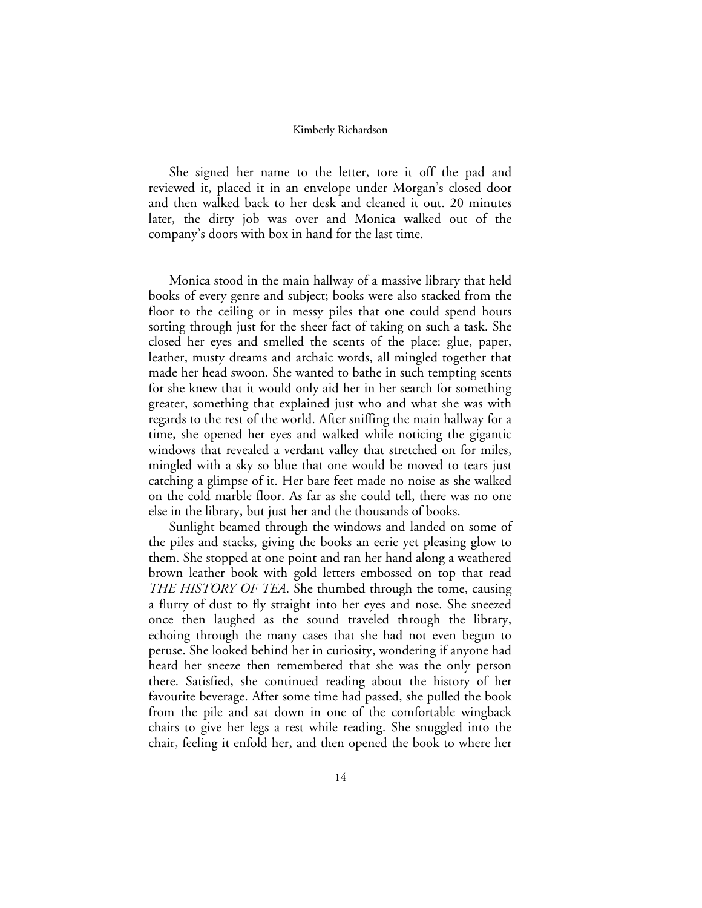She signed her name to the letter, tore it off the pad and reviewed it, placed it in an envelope under Morgan's closed door and then walked back to her desk and cleaned it out. 20 minutes later, the dirty job was over and Monica walked out of the company's doors with box in hand for the last time.

Monica stood in the main hallway of a massive library that held books of every genre and subject; books were also stacked from the floor to the ceiling or in messy piles that one could spend hours sorting through just for the sheer fact of taking on such a task. She closed her eyes and smelled the scents of the place: glue, paper, leather, musty dreams and archaic words, all mingled together that made her head swoon. She wanted to bathe in such tempting scents for she knew that it would only aid her in her search for something greater, something that explained just who and what she was with regards to the rest of the world. After sniffing the main hallway for a time, she opened her eyes and walked while noticing the gigantic windows that revealed a verdant valley that stretched on for miles, mingled with a sky so blue that one would be moved to tears just catching a glimpse of it. Her bare feet made no noise as she walked on the cold marble floor. As far as she could tell, there was no one else in the library, but just her and the thousands of books.

Sunlight beamed through the windows and landed on some of the piles and stacks, giving the books an eerie yet pleasing glow to them. She stopped at one point and ran her hand along a weathered brown leather book with gold letters embossed on top that read *THE HISTORY OF TEA*. She thumbed through the tome, causing a flurry of dust to fly straight into her eyes and nose. She sneezed once then laughed as the sound traveled through the library, echoing through the many cases that she had not even begun to peruse. She looked behind her in curiosity, wondering if anyone had heard her sneeze then remembered that she was the only person there. Satisfied, she continued reading about the history of her favourite beverage. After some time had passed, she pulled the book from the pile and sat down in one of the comfortable wingback chairs to give her legs a rest while reading. She snuggled into the chair, feeling it enfold her, and then opened the book to where her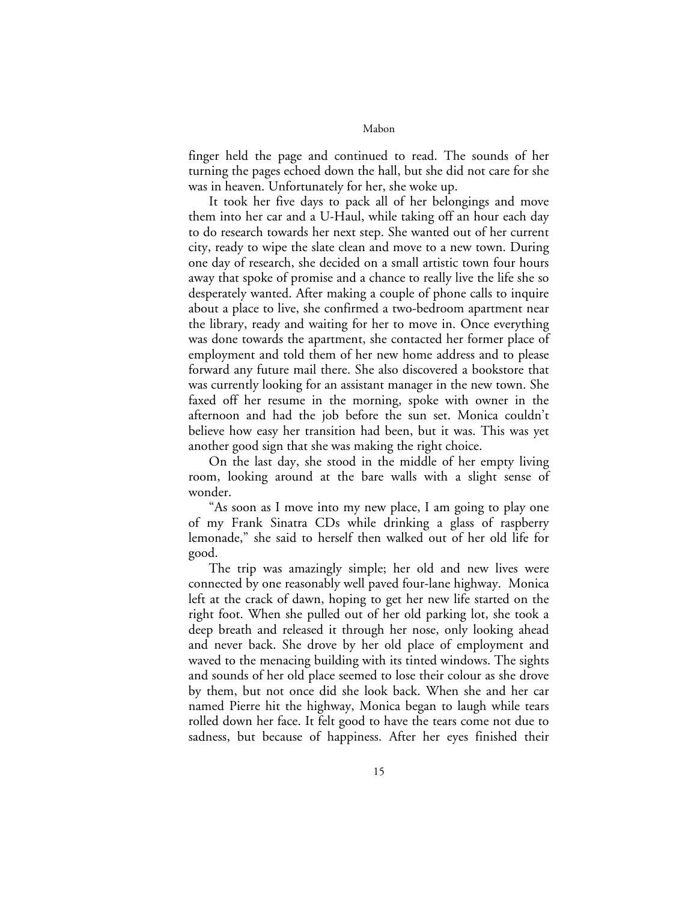finger held the page and continued to read. The sounds of her turning the pages echoed down the hall, but she did not care for she was in heaven. Unfortunately for her, she woke up.

It took her five days to pack all of her belongings and move them into her car and a U-Haul, while taking off an hour each day to do research towards her next step. She wanted out of her current city, ready to wipe the slate clean and move to a new town. During one day of research, she decided on a small artistic town four hours away that spoke of promise and a chance to really live the life she so desperately wanted. After making a couple of phone calls to inquire about a place to live, she confirmed a two-bedroom apartment near the library, ready and waiting for her to move in. Once everything was done towards the apartment, she contacted her former place of employment and told them of her new home address and to please forward any future mail there. She also discovered a bookstore that was currently looking for an assistant manager in the new town. She faxed off her resume in the morning, spoke with owner in the afternoon and had the job before the sun set. Monica couldn't believe how easy her transition had been, but it was. This was yet another good sign that she was making the right choice.

On the last day, she stood in the middle of her empty living room, looking around at the bare walls with a slight sense of wonder.

"As soon as I move into my new place, I am going to play one of my Frank Sinatra CDs while drinking a glass of raspberry lemonade," she said to herself then walked out of her old life for good.

The trip was amazingly simple; her old and new lives were connected by one reasonably well paved four-lane highway. Monica left at the crack of dawn, hoping to get her new life started on the right foot. When she pulled out of her old parking lot, she took a deep breath and released it through her nose, only looking ahead and never back. She drove by her old place of employment and waved to the menacing building with its tinted windows. The sights and sounds of her old place seemed to lose their colour as she drove by them, but not once did she look back. When she and her car named Pierre hit the highway, Monica began to laugh while tears rolled down her face. It felt good to have the tears come not due to sadness, but because of happiness. After her eyes finished their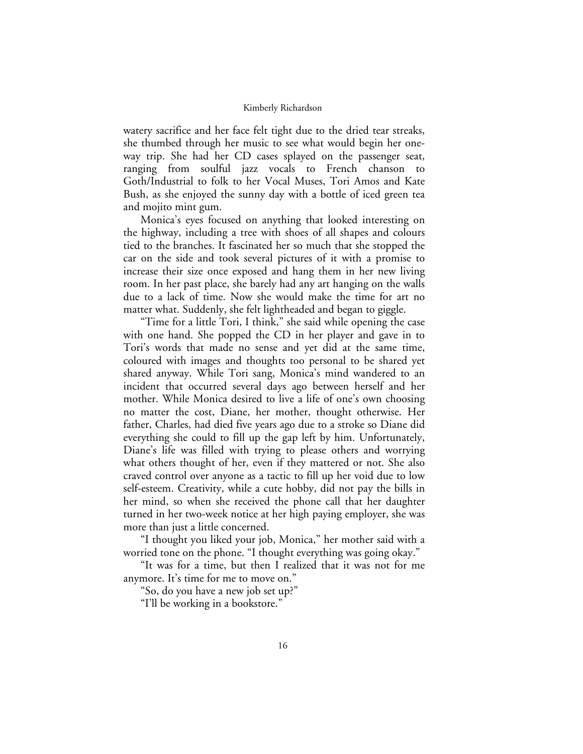watery sacrifice and her face felt tight due to the dried tear streaks, she thumbed through her music to see what would begin her one-way trip. She had her CD cases splayed on the passenger seat, ranging from soulful jazz vocals to French chanson to Goth/Industrial to folk to her Vocal Muses, Tori Amos and Kate Bush, as she enjoyed the sunny day with a bottle of iced green tea and mojito mint gum.

Monica's eyes focused on anything that looked interesting on the highway, including a tree with shoes of all shapes and colours tied to the branches. It fascinated her so much that she stopped the car on the side and took several pictures of it with a promise to increase their size once exposed and hang them in her new living room. In her past place, she barely had any art hanging on the walls due to a lack of time. Now she would make the time for art no matter what. Suddenly, she felt lightheaded and began to giggle.

"Time for a little Tori, I think," she said while opening the case with one hand. She popped the CD in her player and gave in to Tori's words that made no sense and yet did at the same time, coloured with images and thoughts too personal to be shared yet shared anyway. While Tori sang, Monica's mind wandered to an incident that occurred several days ago between herself and her mother. While Monica desired to live a life of one's own choosing no matter the cost, Diane, her mother, thought otherwise. Her father, Charles, had died five years ago due to a stroke so Diane did everything she could to fill up the gap left by him. Unfortunately, Diane's life was filled with trying to please others and worrying what others thought of her, even if they mattered or not. She also craved control over anyone as a tactic to fill up her void due to low self-esteem. Creativity, while a cute hobby, did not pay the bills in her mind, so when she received the phone call that her daughter turned in her two-week notice at her high paying employer, she was more than just a little concerned.

"I thought you liked your job, Monica," her mother said with a worried tone on the phone. "I thought everything was going okay."

"It was for a time, but then I realized that it was not for me anymore. It's time for me to move on."

"So, do you have a new job set up?"

"I'll be working in a bookstore."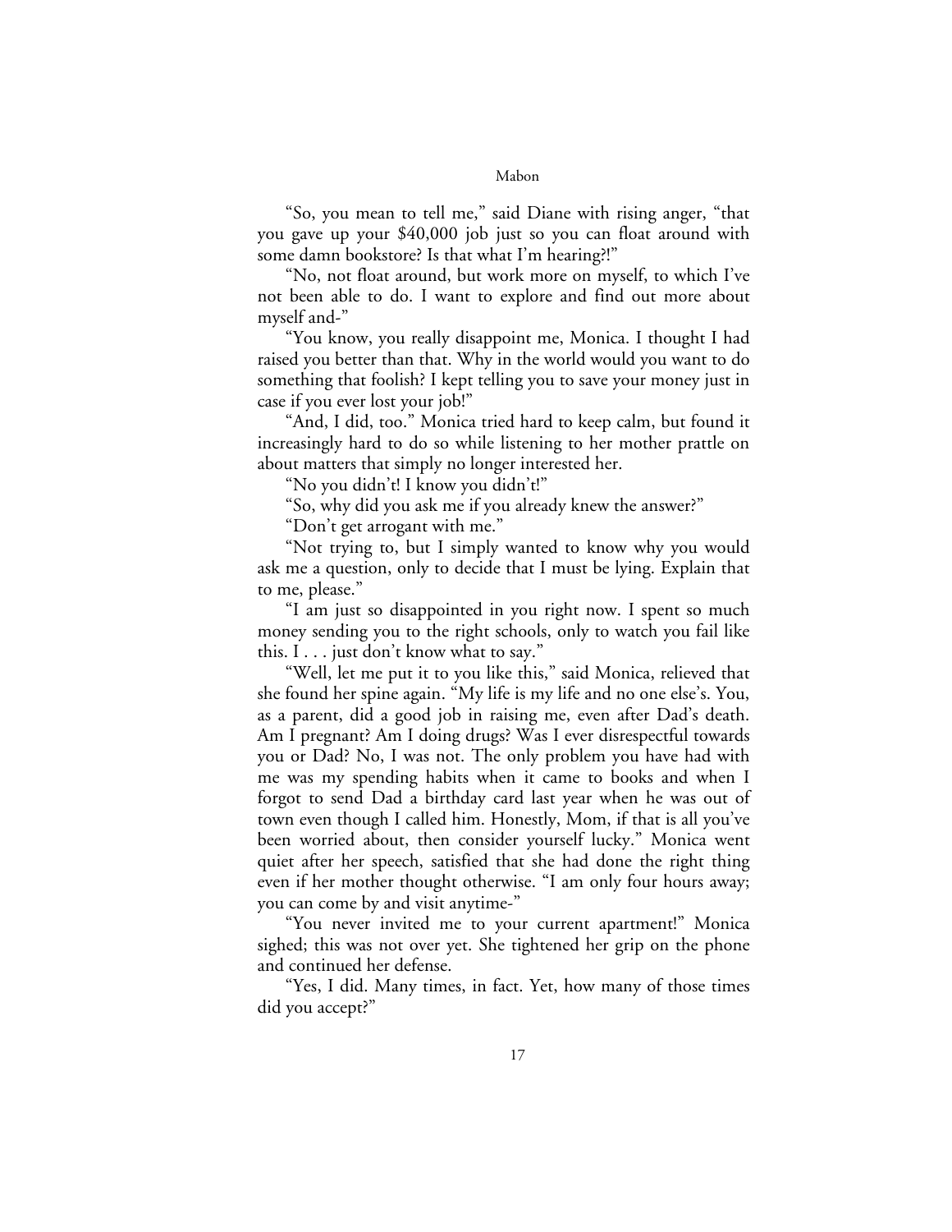"So, you mean to tell me," said Diane with rising anger, "that you gave up your $40,000 job just so you can float around with some damn bookstore? Is that what I'm hearing?!"

"No, not float around, but work more on myself, to which I've not been able to do. I want to explore and find out more about myself and-"

"You know, you really disappoint me, Monica. I thought I had raised you better than that. Why in the world would you want to do something that foolish? I kept telling you to save your money just in case if you ever lost your job!"

"And, I did, too." Monica tried hard to keep calm, but found it increasingly hard to do so while listening to her mother prattle on about matters that simply no longer interested her.

"No you didn't! I know you didn't!"

"So, why did you ask me if you already knew the answer?"

"Don't get arrogant with me."

"Not trying to, but I simply wanted to know why you would ask me a question, only to decide that I must be lying. Explain that to me, please."

"I am just so disappointed in you right now. I spent so much money sending you to the right schools, only to watch you fail like this. I . . . just don't know what to say."

"Well, let me put it to you like this," said Monica, relieved that she found her spine again. "My life is my life and no one else's. You, as a parent, did a good job in raising me, even after Dad's death. Am I pregnant? Am I doing drugs? Was I ever disrespectful towards you or Dad? No, I was not. The only problem you have had with me was my spending habits when it came to books and when I forgot to send Dad a birthday card last year when he was out of town even though I called him. Honestly, Mom, if that is all you've been worried about, then consider yourself lucky." Monica went quiet after her speech, satisfied that she had done the right thing even if her mother thought otherwise. "I am only four hours away; you can come by and visit anytime-"

"You never invited me to your current apartment!" Monica sighed; this was not over yet. She tightened her grip on the phone and continued her defense.

"Yes, I did. Many times, in fact. Yet, how many of those times did you accept?"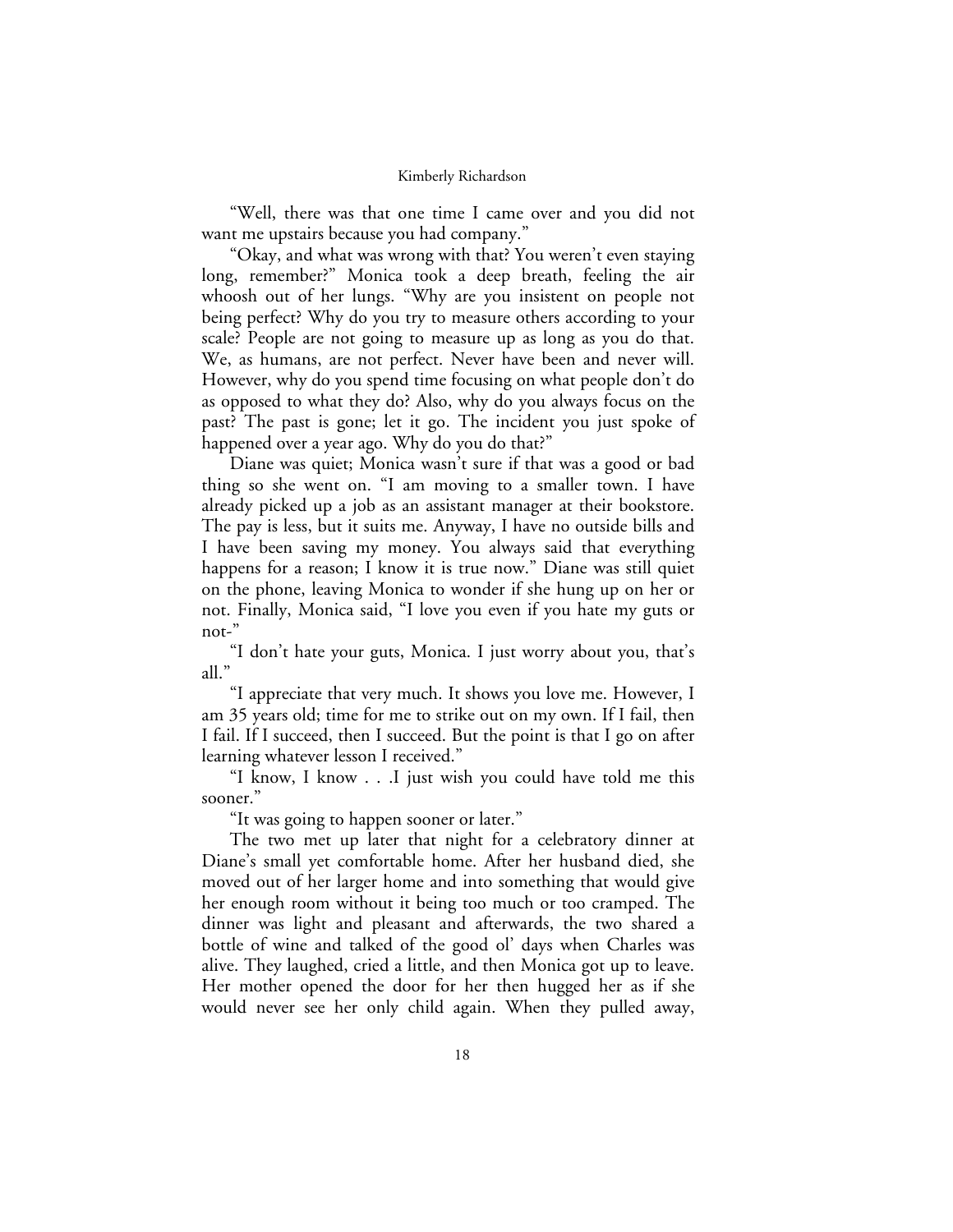"Well, there was that one time I came over and you did not want me upstairs because you had company."

"Okay, and what was wrong with that? You weren't even staying long, remember?" Monica took a deep breath, feeling the air whoosh out of her lungs. "Why are you insistent on people not being perfect? Why do you try to measure others according to your scale? People are not going to measure up as long as you do that. We, as humans, are not perfect. Never have been and never will. However, why do you spend time focusing on what people don't do as opposed to what they do? Also, why do you always focus on the past? The past is gone; let it go. The incident you just spoke of happened over a year ago. Why do you do that?"

Diane was quiet; Monica wasn't sure if that was a good or bad thing so she went on. "I am moving to a smaller town. I have already picked up a job as an assistant manager at their bookstore. The pay is less, but it suits me. Anyway, I have no outside bills and I have been saving my money. You always said that everything happens for a reason; I know it is true now." Diane was still quiet on the phone, leaving Monica to wonder if she hung up on her or not. Finally, Monica said, "I love you even if you hate my guts or not-"

"I don't hate your guts, Monica. I just worry about you, that's all."

"I appreciate that very much. It shows you love me. However, I am 35 years old; time for me to strike out on my own. If I fail, then I fail. If I succeed, then I succeed. But the point is that I go on after learning whatever lesson I received."

"I know, I know . . .I just wish you could have told me this sooner."

"It was going to happen sooner or later."

The two met up later that night for a celebratory dinner at Diane's small yet comfortable home. After her husband died, she moved out of her larger home and into something that would give her enough room without it being too much or too cramped. The dinner was light and pleasant and afterwards, the two shared a bottle of wine and talked of the good ol' days when Charles was alive. They laughed, cried a little, and then Monica got up to leave. Her mother opened the door for her then hugged her as if she would never see her only child again. When they pulled away,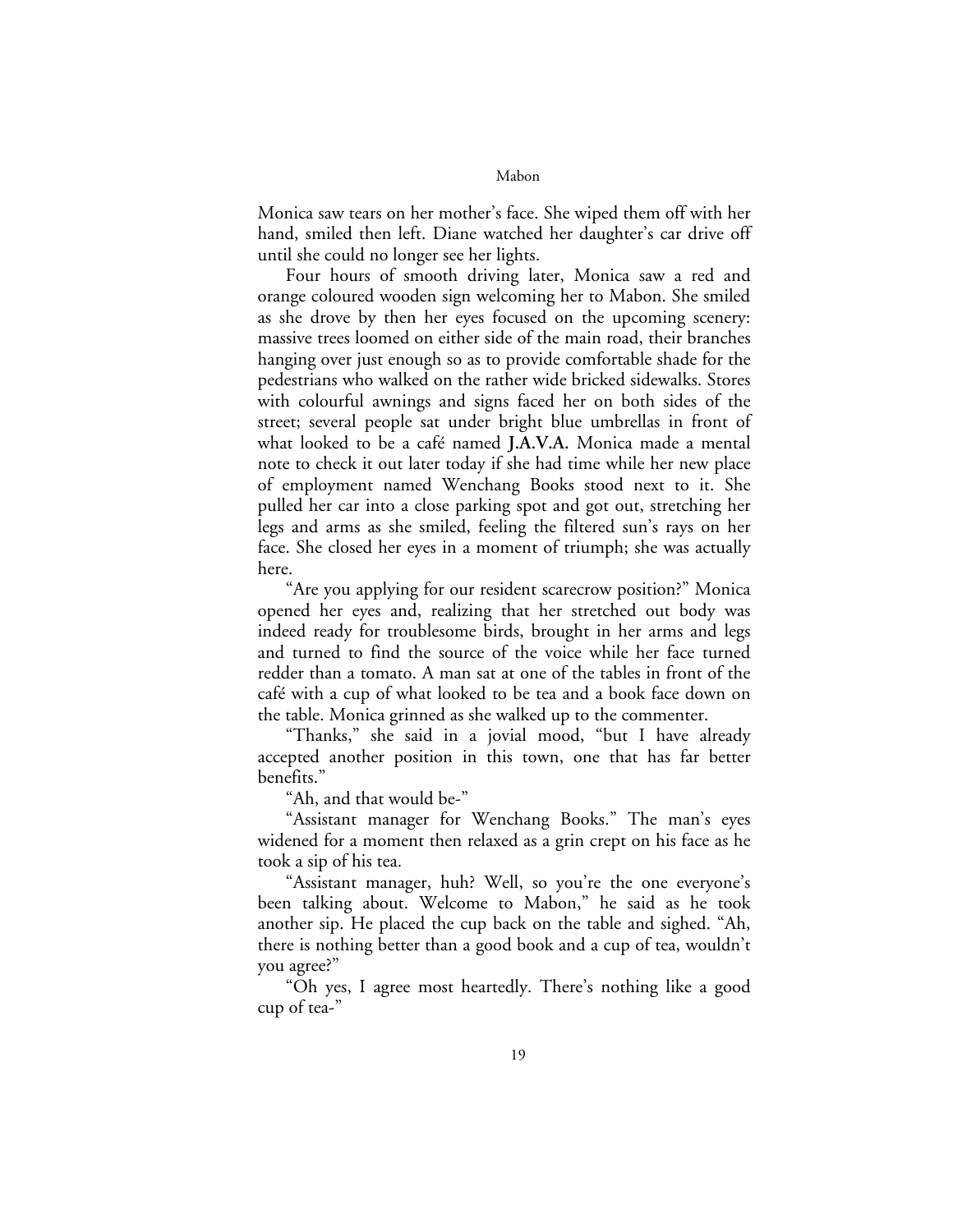Monica saw tears on her mother's face. She wiped them off with her hand, smiled then left. Diane watched her daughter's car drive off until she could no longer see her lights.

Four hours of smooth driving later, Monica saw a red and orange coloured wooden sign welcoming her to Mabon. She smiled as she drove by then her eyes focused on the upcoming scenery: massive trees loomed on either side of the main road, their branches hanging over just enough so as to provide comfortable shade for the pedestrians who walked on the rather wide bricked sidewalks. Stores with colourful awnings and signs faced her on both sides of the street; several people sat under bright blue umbrellas in front of what looked to be a café named **J.A.V.A.** Monica made a mental note to check it out later today if she had time while her new place of employment named Wenchang Books stood next to it. She pulled her car into a close parking spot and got out, stretching her legs and arms as she smiled, feeling the filtered sun's rays on her face. She closed her eyes in a moment of triumph; she was actually here.

"Are you applying for our resident scarecrow position?" Monica opened her eyes and, realizing that her stretched out body was indeed ready for troublesome birds, brought in her arms and legs and turned to find the source of the voice while her face turned redder than a tomato. A man sat at one of the tables in front of the café with a cup of what looked to be tea and a book face down on the table. Monica grinned as she walked up to the commenter.

"Thanks," she said in a jovial mood, "but I have already accepted another position in this town, one that has far better benefits."

"Ah, and that would be-"

"Assistant manager for Wenchang Books." The man's eyes widened for a moment then relaxed as a grin crept on his face as he took a sip of his tea.

"Assistant manager, huh? Well, so you're the one everyone's been talking about. Welcome to Mabon," he said as he took another sip. He placed the cup back on the table and sighed. "Ah, there is nothing better than a good book and a cup of tea, wouldn't you agree?"

"Oh yes, I agree most heartedly. There's nothing like a good cup of tea-"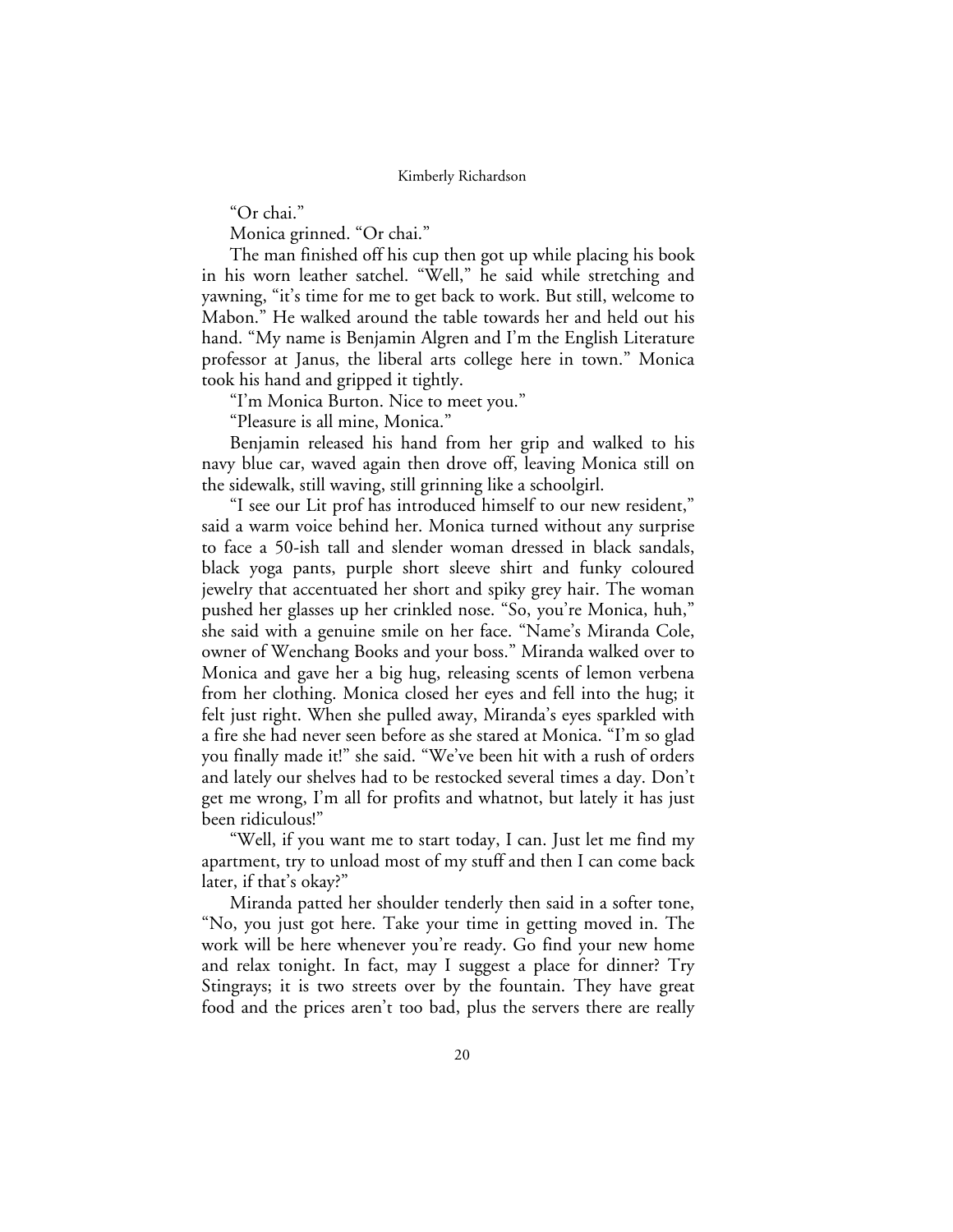"Or chai."

Monica grinned. "Or chai."

The man finished off his cup then got up while placing his book in his worn leather satchel. "Well," he said while stretching and yawning, "it's time for me to get back to work. But still, welcome to Mabon." He walked around the table towards her and held out his hand. "My name is Benjamin Algren and I'm the English Literature professor at Janus, the liberal arts college here in town." Monica took his hand and gripped it tightly.

"I'm Monica Burton. Nice to meet you."

"Pleasure is all mine, Monica."

Benjamin released his hand from her grip and walked to his navy blue car, waved again then drove off, leaving Monica still on the sidewalk, still waving, still grinning like a schoolgirl.

"I see our Lit prof has introduced himself to our new resident," said a warm voice behind her. Monica turned without any surprise to face a 50-ish tall and slender woman dressed in black sandals, black yoga pants, purple short sleeve shirt and funky coloured jewelry that accentuated her short and spiky grey hair. The woman pushed her glasses up her crinkled nose. "So, you're Monica, huh," she said with a genuine smile on her face. "Name's Miranda Cole, owner of Wenchang Books and your boss." Miranda walked over to Monica and gave her a big hug, releasing scents of lemon verbena from her clothing. Monica closed her eyes and fell into the hug; it felt just right. When she pulled away, Miranda's eyes sparkled with a fire she had never seen before as she stared at Monica. "I'm so glad you finally made it!" she said. "We've been hit with a rush of orders and lately our shelves had to be restocked several times a day. Don't get me wrong, I'm all for profits and whatnot, but lately it has just been ridiculous!"

"Well, if you want me to start today, I can. Just let me find my apartment, try to unload most of my stuff and then I can come back later, if that's okay?"

Miranda patted her shoulder tenderly then said in a softer tone, "No, you just got here. Take your time in getting moved in. The work will be here whenever you're ready. Go find your new home and relax tonight. In fact, may I suggest a place for dinner? Try Stingrays; it is two streets over by the fountain. They have great food and the prices aren't too bad, plus the servers there are really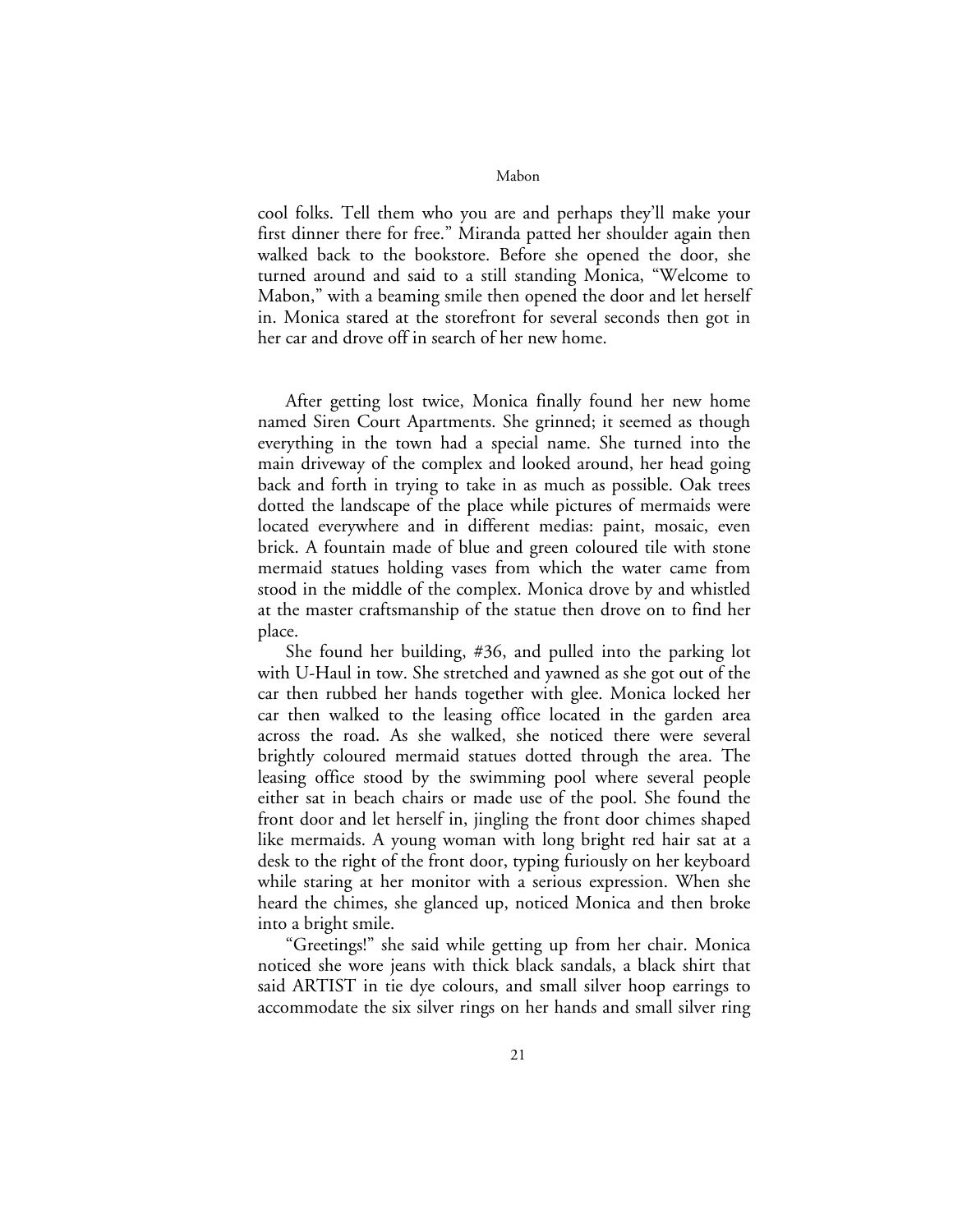cool folks. Tell them who you are and perhaps they'll make your first dinner there for free." Miranda patted her shoulder again then walked back to the bookstore. Before she opened the door, she turned around and said to a still standing Monica, "Welcome to Mabon," with a beaming smile then opened the door and let herself in. Monica stared at the storefront for several seconds then got in her car and drove off in search of her new home.

After getting lost twice, Monica finally found her new home named Siren Court Apartments. She grinned; it seemed as though everything in the town had a special name. She turned into the main driveway of the complex and looked around, her head going back and forth in trying to take in as much as possible. Oak trees dotted the landscape of the place while pictures of mermaids were located everywhere and in different medias: paint, mosaic, even brick. A fountain made of blue and green coloured tile with stone mermaid statues holding vases from which the water came from stood in the middle of the complex. Monica drove by and whistled at the master craftsmanship of the statue then drove on to find her place.

She found her building, #36, and pulled into the parking lot with U-Haul in tow. She stretched and yawned as she got out of the car then rubbed her hands together with glee. Monica locked her car then walked to the leasing office located in the garden area across the road. As she walked, she noticed there were several brightly coloured mermaid statues dotted through the area. The leasing office stood by the swimming pool where several people either sat in beach chairs or made use of the pool. She found the front door and let herself in, jingling the front door chimes shaped like mermaids. A young woman with long bright red hair sat at a desk to the right of the front door, typing furiously on her keyboard while staring at her monitor with a serious expression. When she heard the chimes, she glanced up, noticed Monica and then broke into a bright smile.

"Greetings!" she said while getting up from her chair. Monica noticed she wore jeans with thick black sandals, a black shirt that said ARTIST in tie dye colours, and small silver hoop earrings to accommodate the six silver rings on her hands and small silver ring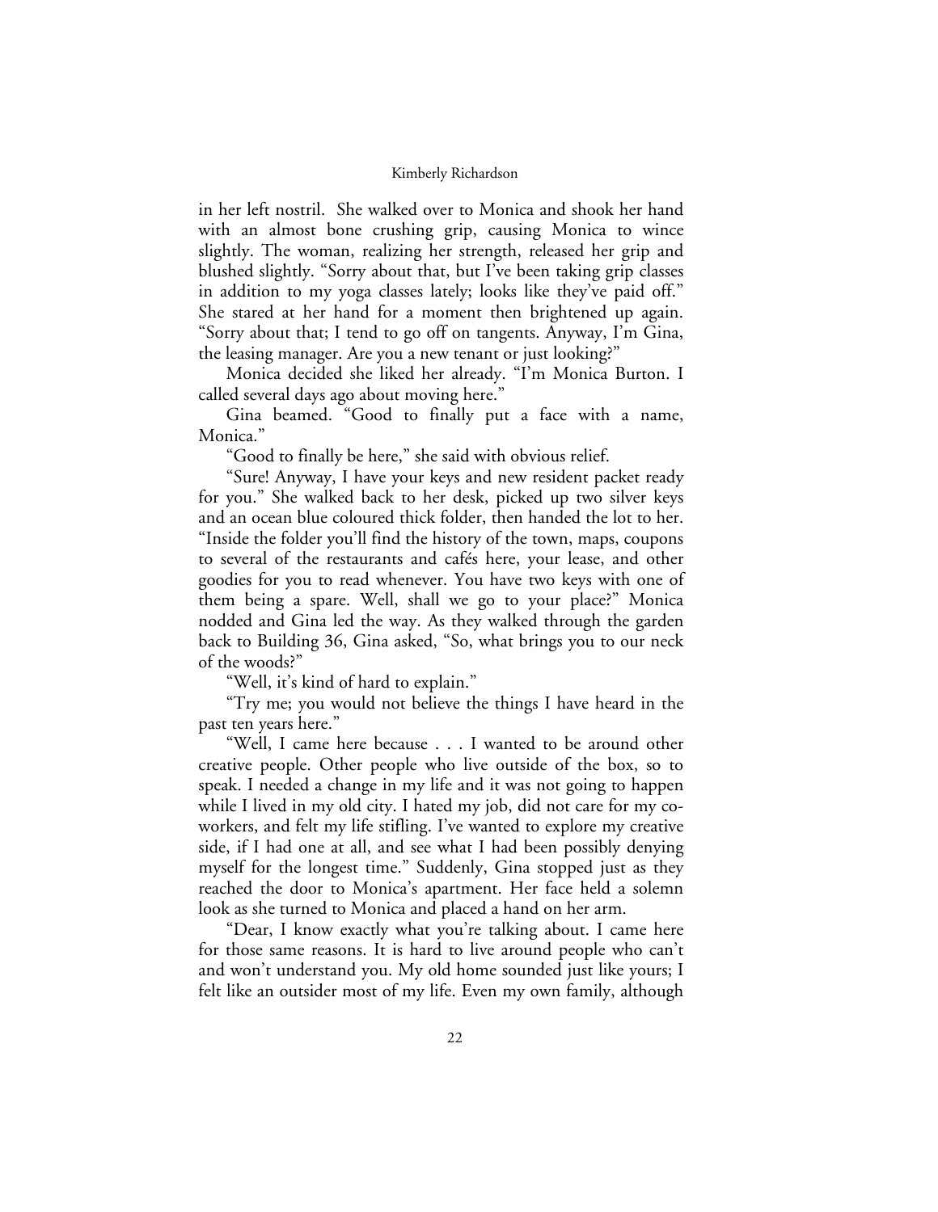in her left nostril. She walked over to Monica and shook her hand with an almost bone crushing grip, causing Monica to wince slightly. The woman, realizing her strength, released her grip and blushed slightly. "Sorry about that, but I've been taking grip classes in addition to my yoga classes lately; looks like they've paid off." She stared at her hand for a moment then brightened up again. "Sorry about that; I tend to go off on tangents. Anyway, I'm Gina, the leasing manager. Are you a new tenant or just looking?"

Monica decided she liked her already. "I'm Monica Burton. I called several days ago about moving here."

Gina beamed. "Good to finally put a face with a name, Monica."

"Good to finally be here," she said with obvious relief.

"Sure! Anyway, I have your keys and new resident packet ready for you." She walked back to her desk, picked up two silver keys and an ocean blue coloured thick folder, then handed the lot to her. "Inside the folder you'll find the history of the town, maps, coupons to several of the restaurants and cafés here, your lease, and other goodies for you to read whenever. You have two keys with one of them being a spare. Well, shall we go to your place?" Monica nodded and Gina led the way. As they walked through the garden back to Building 36, Gina asked, "So, what brings you to our neck of the woods?"

"Well, it's kind of hard to explain."

"Try me; you would not believe the things I have heard in the past ten years here."

"Well, I came here because . . . I wanted to be around other creative people. Other people who live outside of the box, so to speak. I needed a change in my life and it was not going to happen while I lived in my old city. I hated my job, did not care for my co-workers, and felt my life stifling. I've wanted to explore my creative side, if I had one at all, and see what I had been possibly denying myself for the longest time." Suddenly, Gina stopped just as they reached the door to Monica's apartment. Her face held a solemn look as she turned to Monica and placed a hand on her arm.

"Dear, I know exactly what you're talking about. I came here for those same reasons. It is hard to live around people who can't and won't understand you. My old home sounded just like yours; I felt like an outsider most of my life. Even my own family, although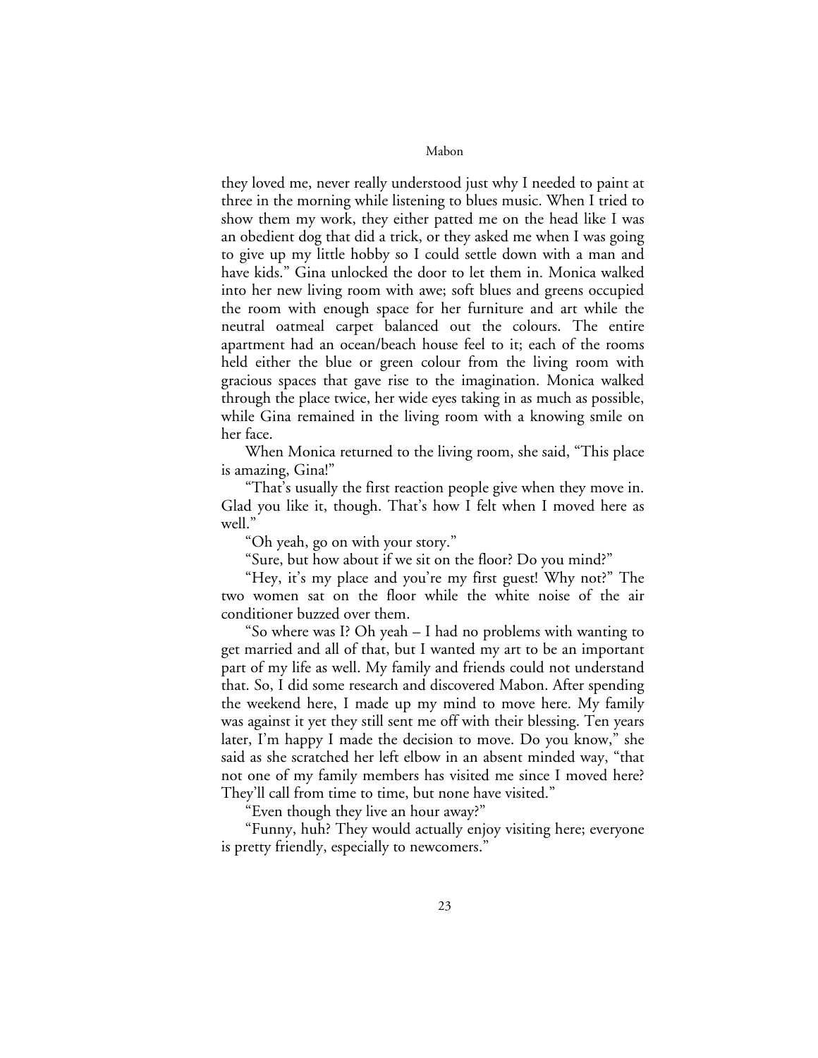they loved me, never really understood just why I needed to paint at three in the morning while listening to blues music. When I tried to show them my work, they either patted me on the head like I was an obedient dog that did a trick, or they asked me when I was going to give up my little hobby so I could settle down with a man and have kids." Gina unlocked the door to let them in. Monica walked into her new living room with awe; soft blues and greens occupied the room with enough space for her furniture and art while the neutral oatmeal carpet balanced out the colours. The entire apartment had an ocean/beach house feel to it; each of the rooms held either the blue or green colour from the living room with gracious spaces that gave rise to the imagination. Monica walked through the place twice, her wide eyes taking in as much as possible, while Gina remained in the living room with a knowing smile on her face.

When Monica returned to the living room, she said, "This place is amazing, Gina!"

"That's usually the first reaction people give when they move in. Glad you like it, though. That's how I felt when I moved here as well."

"Oh yeah, go on with your story."

"Sure, but how about if we sit on the floor? Do you mind?"

"Hey, it's my place and you're my first guest! Why not?" The two women sat on the floor while the white noise of the air conditioner buzzed over them.

"So where was I? Oh yeah – I had no problems with wanting to get married and all of that, but I wanted my art to be an important part of my life as well. My family and friends could not understand that. So, I did some research and discovered Mabon. After spending the weekend here, I made up my mind to move here. My family was against it yet they still sent me off with their blessing. Ten years later, I'm happy I made the decision to move. Do you know," she said as she scratched her left elbow in an absent minded way, "that not one of my family members has visited me since I moved here? They'll call from time to time, but none have visited."

"Even though they live an hour away?"

"Funny, huh? They would actually enjoy visiting here; everyone is pretty friendly, especially to newcomers."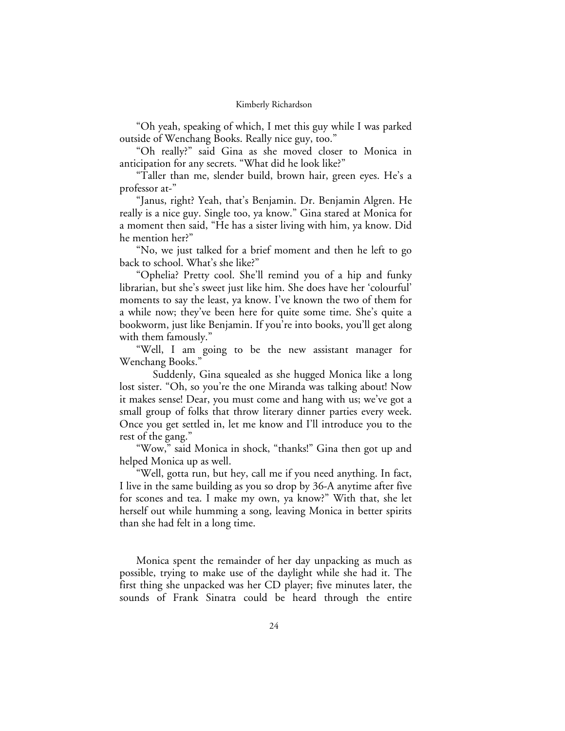"Oh yeah, speaking of which, I met this guy while I was parked outside of Wenchang Books. Really nice guy, too."

"Oh really?" said Gina as she moved closer to Monica in anticipation for any secrets. "What did he look like?"

"Taller than me, slender build, brown hair, green eyes. He's a professor at-"

"Janus, right? Yeah, that's Benjamin. Dr. Benjamin Algren. He really is a nice guy. Single too, ya know." Gina stared at Monica for a moment then said, "He has a sister living with him, ya know. Did he mention her?"

"No, we just talked for a brief moment and then he left to go back to school. What's she like?"

"Ophelia? Pretty cool. She'll remind you of a hip and funky librarian, but she's sweet just like him. She does have her 'colourful' moments to say the least, ya know. I've known the two of them for a while now; they've been here for quite some time. She's quite a bookworm, just like Benjamin. If you're into books, you'll get along with them famously."

"Well, I am going to be the new assistant manager for Wenchang Books."

Suddenly, Gina squealed as she hugged Monica like a long lost sister. "Oh, so you're the one Miranda was talking about! Now it makes sense! Dear, you must come and hang with us; we've got a small group of folks that throw literary dinner parties every week. Once you get settled in, let me know and I'll introduce you to the rest of the gang."

"Wow," said Monica in shock, "thanks!" Gina then got up and helped Monica up as well.

"Well, gotta run, but hey, call me if you need anything. In fact, I live in the same building as you so drop by 36-A anytime after five for scones and tea. I make my own, ya know?" With that, she let herself out while humming a song, leaving Monica in better spirits than she had felt in a long time.

Monica spent the remainder of her day unpacking as much as possible, trying to make use of the daylight while she had it. The first thing she unpacked was her CD player; five minutes later, the sounds of Frank Sinatra could be heard through the entire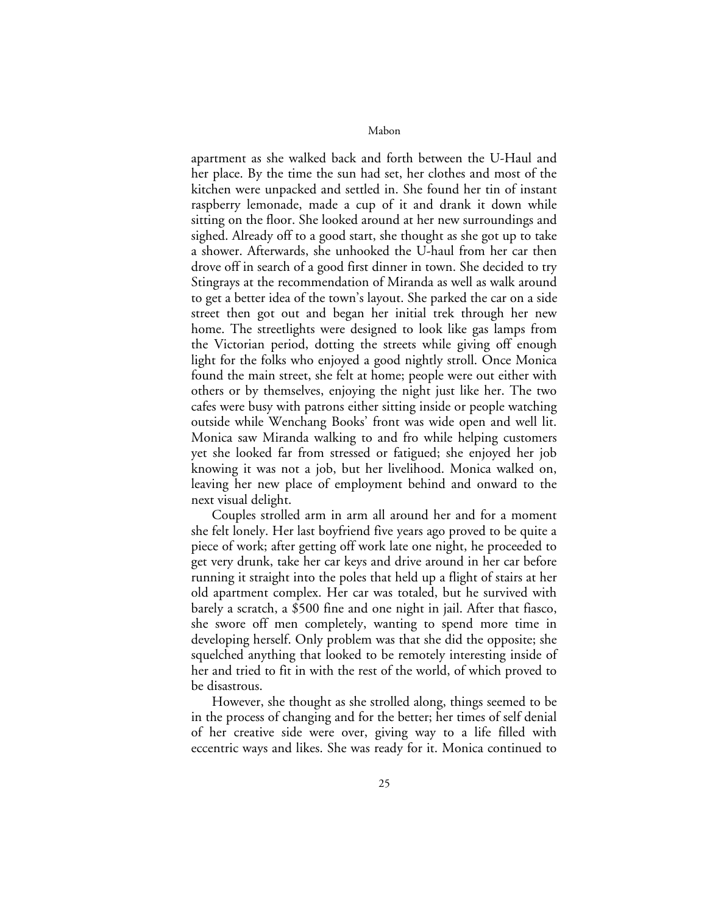apartment as she walked back and forth between the U-Haul and her place. By the time the sun had set, her clothes and most of the kitchen were unpacked and settled in. She found her tin of instant raspberry lemonade, made a cup of it and drank it down while sitting on the floor. She looked around at her new surroundings and sighed. Already off to a good start, she thought as she got up to take a shower. Afterwards, she unhooked the U-haul from her car then drove off in search of a good first dinner in town. She decided to try Stingrays at the recommendation of Miranda as well as walk around to get a better idea of the town's layout. She parked the car on a side street then got out and began her initial trek through her new home. The streetlights were designed to look like gas lamps from the Victorian period, dotting the streets while giving off enough light for the folks who enjoyed a good nightly stroll. Once Monica found the main street, she felt at home; people were out either with others or by themselves, enjoying the night just like her. The two cafes were busy with patrons either sitting inside or people watching outside while Wenchang Books' front was wide open and well lit. Monica saw Miranda walking to and fro while helping customers yet she looked far from stressed or fatigued; she enjoyed her job knowing it was not a job, but her livelihood. Monica walked on, leaving her new place of employment behind and onward to the next visual delight.

Couples strolled arm in arm all around her and for a moment she felt lonely. Her last boyfriend five years ago proved to be quite a piece of work; after getting off work late one night, he proceeded to get very drunk, take her car keys and drive around in her car before running it straight into the poles that held up a flight of stairs at her old apartment complex. Her car was totaled, but he survived with barely a scratch, a $500 fine and one night in jail. After that fiasco, she swore off men completely, wanting to spend more time in developing herself. Only problem was that she did the opposite; she squelched anything that looked to be remotely interesting inside of her and tried to fit in with the rest of the world, of which proved to be disastrous.

However, she thought as she strolled along, things seemed to be in the process of changing and for the better; her times of self denial of her creative side were over, giving way to a life filled with eccentric ways and likes. She was ready for it. Monica continued to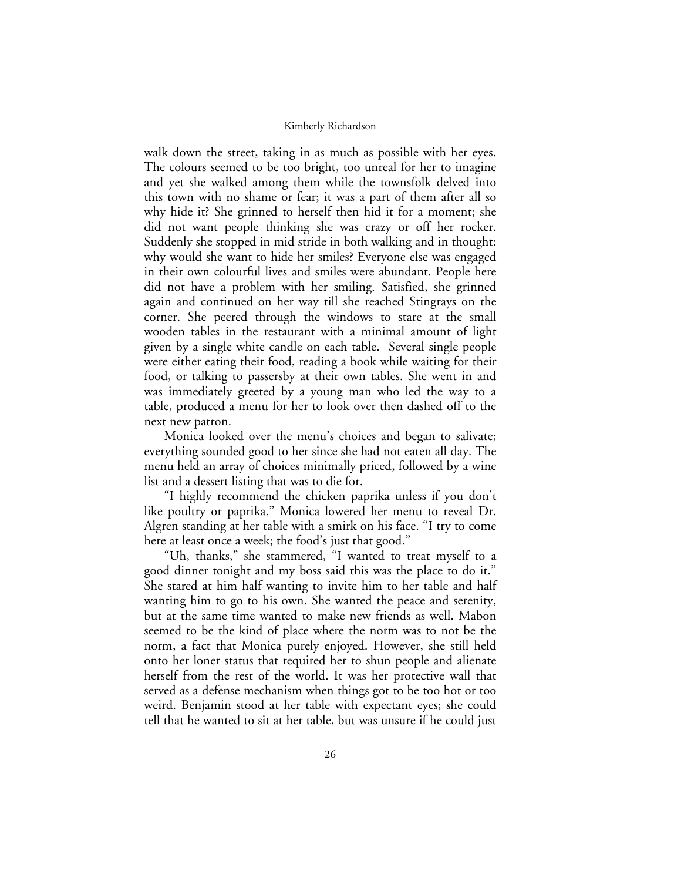walk down the street, taking in as much as possible with her eyes. The colours seemed to be too bright, too unreal for her to imagine and yet she walked among them while the townsfolk delved into this town with no shame or fear; it was a part of them after all so why hide it? She grinned to herself then hid it for a moment; she did not want people thinking she was crazy or off her rocker. Suddenly she stopped in mid stride in both walking and in thought: why would she want to hide her smiles? Everyone else was engaged in their own colourful lives and smiles were abundant. People here did not have a problem with her smiling. Satisfied, she grinned again and continued on her way till she reached Stingrays on the corner. She peered through the windows to stare at the small wooden tables in the restaurant with a minimal amount of light given by a single white candle on each table. Several single people were either eating their food, reading a book while waiting for their food, or talking to passersby at their own tables. She went in and was immediately greeted by a young man who led the way to a table, produced a menu for her to look over then dashed off to the next new patron.

Monica looked over the menu's choices and began to salivate; everything sounded good to her since she had not eaten all day. The menu held an array of choices minimally priced, followed by a wine list and a dessert listing that was to die for.

"I highly recommend the chicken paprika unless if you don't like poultry or paprika." Monica lowered her menu to reveal Dr. Algren standing at her table with a smirk on his face. "I try to come here at least once a week; the food's just that good."

"Uh, thanks," she stammered, "I wanted to treat myself to a good dinner tonight and my boss said this was the place to do it." She stared at him half wanting to invite him to her table and half wanting him to go to his own. She wanted the peace and serenity, but at the same time wanted to make new friends as well. Mabon seemed to be the kind of place where the norm was to not be the norm, a fact that Monica purely enjoyed. However, she still held onto her loner status that required her to shun people and alienate herself from the rest of the world. It was her protective wall that served as a defense mechanism when things got to be too hot or too weird. Benjamin stood at her table with expectant eyes; she could tell that he wanted to sit at her table, but was unsure if he could just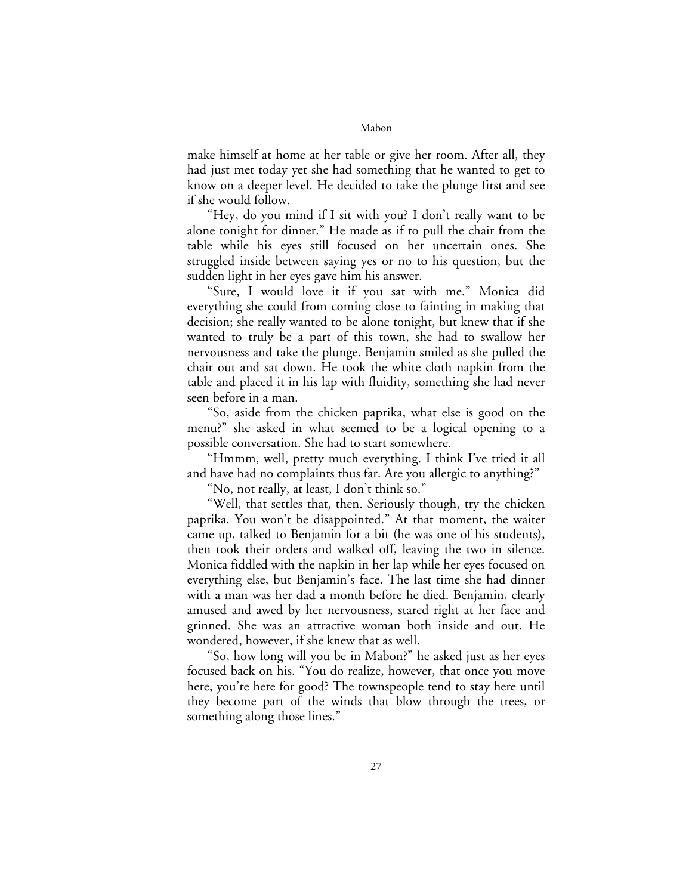make himself at home at her table or give her room. After all, they had just met today yet she had something that he wanted to get to know on a deeper level. He decided to take the plunge first and see if she would follow.

"Hey, do you mind if I sit with you? I don't really want to be alone tonight for dinner." He made as if to pull the chair from the table while his eyes still focused on her uncertain ones. She struggled inside between saying yes or no to his question, but the sudden light in her eyes gave him his answer.

"Sure, I would love it if you sat with me." Monica did everything she could from coming close to fainting in making that decision; she really wanted to be alone tonight, but knew that if she wanted to truly be a part of this town, she had to swallow her nervousness and take the plunge. Benjamin smiled as she pulled the chair out and sat down. He took the white cloth napkin from the table and placed it in his lap with fluidity, something she had never seen before in a man.

"So, aside from the chicken paprika, what else is good on the menu?" she asked in what seemed to be a logical opening to a possible conversation. She had to start somewhere.

"Hmmm, well, pretty much everything. I think I've tried it all and have had no complaints thus far. Are you allergic to anything?"

"No, not really, at least, I don't think so."

"Well, that settles that, then. Seriously though, try the chicken paprika. You won't be disappointed." At that moment, the waiter came up, talked to Benjamin for a bit (he was one of his students), then took their orders and walked off, leaving the two in silence. Monica fiddled with the napkin in her lap while her eyes focused on everything else, but Benjamin's face. The last time she had dinner with a man was her dad a month before he died. Benjamin, clearly amused and awed by her nervousness, stared right at her face and grinned. She was an attractive woman both inside and out. He wondered, however, if she knew that as well.

"So, how long will you be in Mabon?" he asked just as her eyes focused back on his. "You do realize, however, that once you move here, you're here for good? The townspeople tend to stay here until they become part of the winds that blow through the trees, or something along those lines."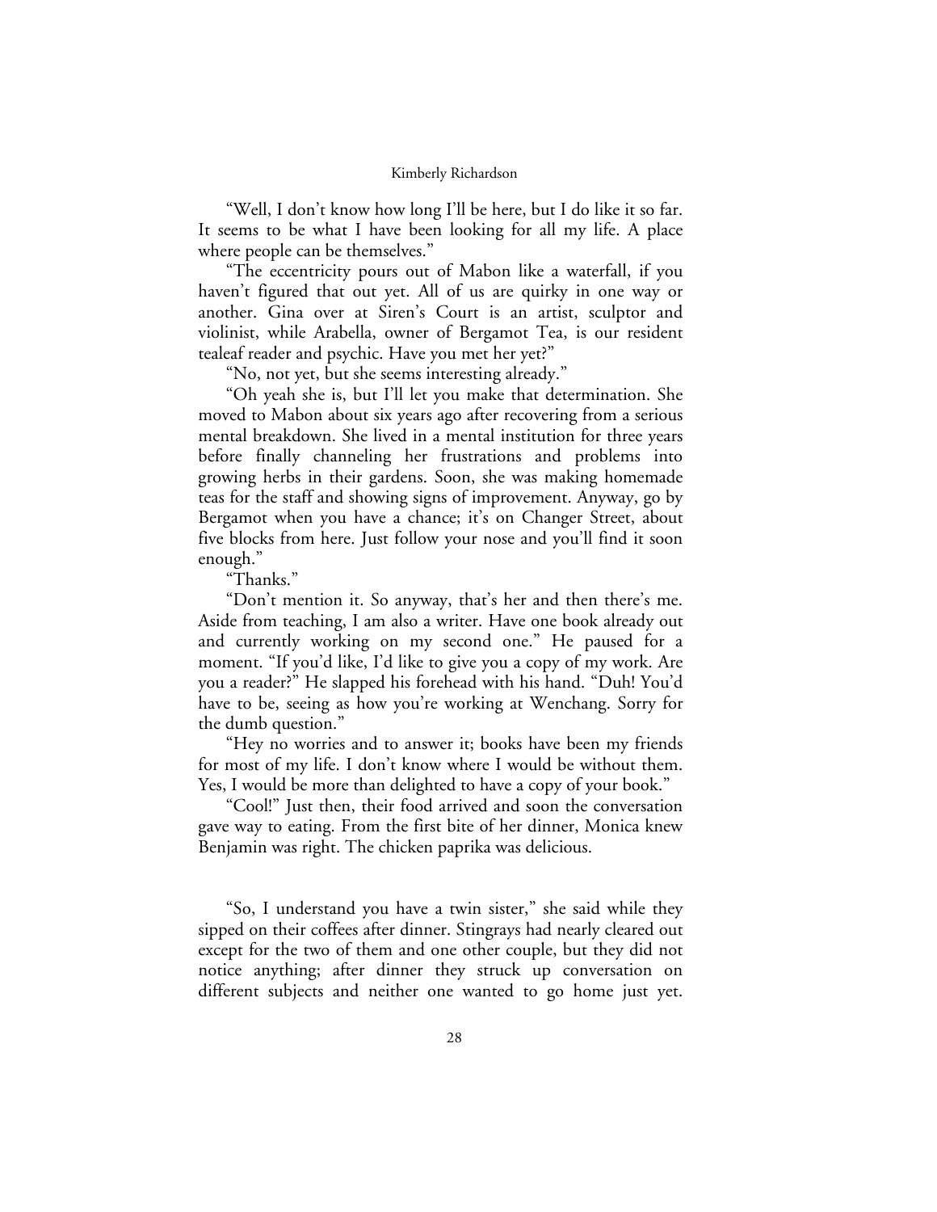"Well, I don't know how long I'll be here, but I do like it so far. It seems to be what I have been looking for all my life. A place where people can be themselves."

"The eccentricity pours out of Mabon like a waterfall, if you haven't figured that out yet. All of us are quirky in one way or another. Gina over at Siren's Court is an artist, sculptor and violinist, while Arabella, owner of Bergamot Tea, is our resident tealeaf reader and psychic. Have you met her yet?"

"No, not yet, but she seems interesting already."

"Oh yeah she is, but I'll let you make that determination. She moved to Mabon about six years ago after recovering from a serious mental breakdown. She lived in a mental institution for three years before finally channeling her frustrations and problems into growing herbs in their gardens. Soon, she was making homemade teas for the staff and showing signs of improvement. Anyway, go by Bergamot when you have a chance; it's on Changer Street, about five blocks from here. Just follow your nose and you'll find it soon enough."

"Thanks."

"Don't mention it. So anyway, that's her and then there's me. Aside from teaching, I am also a writer. Have one book already out and currently working on my second one." He paused for a moment. "If you'd like, I'd like to give you a copy of my work. Are you a reader?" He slapped his forehead with his hand. "Duh! You'd have to be, seeing as how you're working at Wenchang. Sorry for the dumb question."

"Hey no worries and to answer it; books have been my friends for most of my life. I don't know where I would be without them. Yes, I would be more than delighted to have a copy of your book."

"Cool!" Just then, their food arrived and soon the conversation gave way to eating. From the first bite of her dinner, Monica knew Benjamin was right. The chicken paprika was delicious.

"So, I understand you have a twin sister," she said while they sipped on their coffees after dinner. Stingrays had nearly cleared out except for the two of them and one other couple, but they did not notice anything; after dinner they struck up conversation on different subjects and neither one wanted to go home just yet.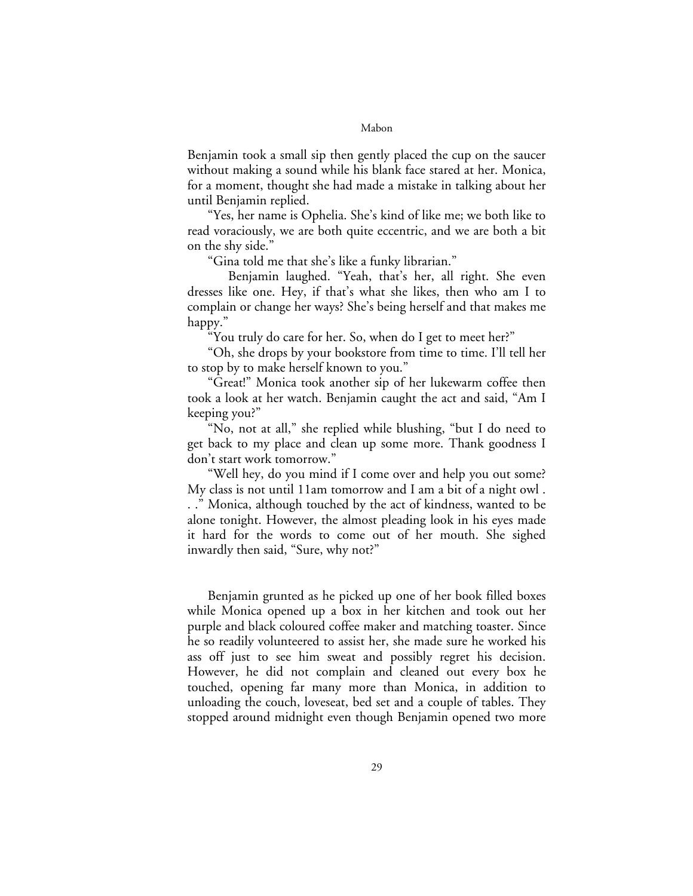Benjamin took a small sip then gently placed the cup on the saucer without making a sound while his blank face stared at her. Monica, for a moment, thought she had made a mistake in talking about her until Benjamin replied.

"Yes, her name is Ophelia. She's kind of like me; we both like to read voraciously, we are both quite eccentric, and we are both a bit on the shy side."

"Gina told me that she's like a funky librarian."

Benjamin laughed. "Yeah, that's her, all right. She even dresses like one. Hey, if that's what she likes, then who am I to complain or change her ways? She's being herself and that makes me happy."

"You truly do care for her. So, when do I get to meet her?"

"Oh, she drops by your bookstore from time to time. I'll tell her to stop by to make herself known to you."

"Great!" Monica took another sip of her lukewarm coffee then took a look at her watch. Benjamin caught the act and said, "Am I keeping you?"

"No, not at all," she replied while blushing, "but I do need to get back to my place and clean up some more. Thank goodness I don't start work tomorrow."

"Well hey, do you mind if I come over and help you out some? My class is not until 11am tomorrow and I am a bit of a night owl . . ." Monica, although touched by the act of kindness, wanted to be alone tonight. However, the almost pleading look in his eyes made it hard for the words to come out of her mouth. She sighed inwardly then said, "Sure, why not?"

Benjamin grunted as he picked up one of her book filled boxes while Monica opened up a box in her kitchen and took out her purple and black coloured coffee maker and matching toaster. Since he so readily volunteered to assist her, she made sure he worked his ass off just to see him sweat and possibly regret his decision. However, he did not complain and cleaned out every box he touched, opening far many more than Monica, in addition to unloading the couch, loveseat, bed set and a couple of tables. They stopped around midnight even though Benjamin opened two more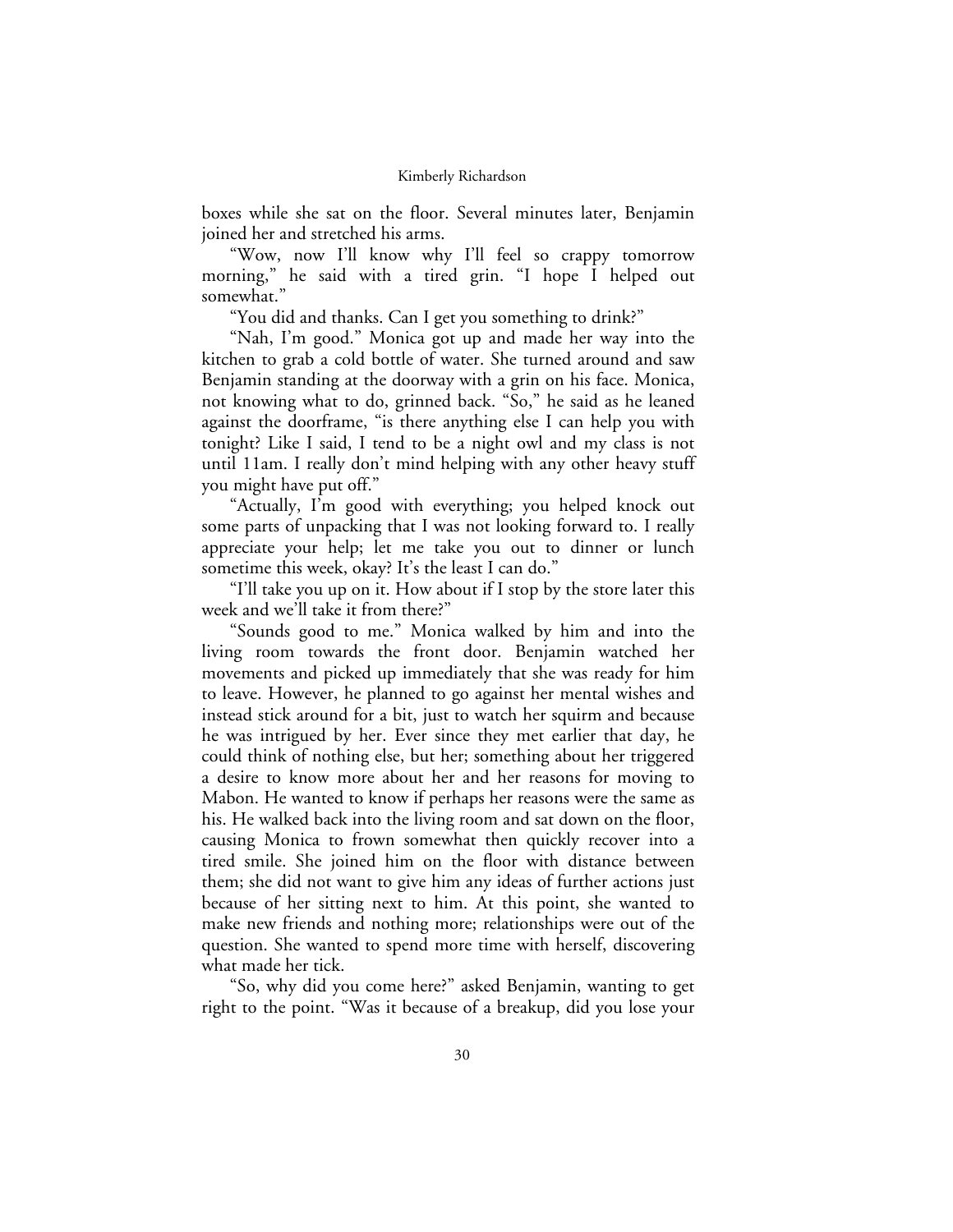boxes while she sat on the floor. Several minutes later, Benjamin joined her and stretched his arms.

"Wow, now I'll know why I'll feel so crappy tomorrow morning," he said with a tired grin. "I hope I helped out somewhat."

"You did and thanks. Can I get you something to drink?"

"Nah, I'm good." Monica got up and made her way into the kitchen to grab a cold bottle of water. She turned around and saw Benjamin standing at the doorway with a grin on his face. Monica, not knowing what to do, grinned back. "So," he said as he leaned against the doorframe, "is there anything else I can help you with tonight? Like I said, I tend to be a night owl and my class is not until 11am. I really don't mind helping with any other heavy stuff you might have put off."

"Actually, I'm good with everything; you helped knock out some parts of unpacking that I was not looking forward to. I really appreciate your help; let me take you out to dinner or lunch sometime this week, okay? It's the least I can do."

"I'll take you up on it. How about if I stop by the store later this week and we'll take it from there?"

"Sounds good to me." Monica walked by him and into the living room towards the front door. Benjamin watched her movements and picked up immediately that she was ready for him to leave. However, he planned to go against her mental wishes and instead stick around for a bit, just to watch her squirm and because he was intrigued by her. Ever since they met earlier that day, he could think of nothing else, but her; something about her triggered a desire to know more about her and her reasons for moving to Mabon. He wanted to know if perhaps her reasons were the same as his. He walked back into the living room and sat down on the floor, causing Monica to frown somewhat then quickly recover into a tired smile. She joined him on the floor with distance between them; she did not want to give him any ideas of further actions just because of her sitting next to him. At this point, she wanted to make new friends and nothing more; relationships were out of the question. She wanted to spend more time with herself, discovering what made her tick.

"So, why did you come here?" asked Benjamin, wanting to get right to the point. "Was it because of a breakup, did you lose your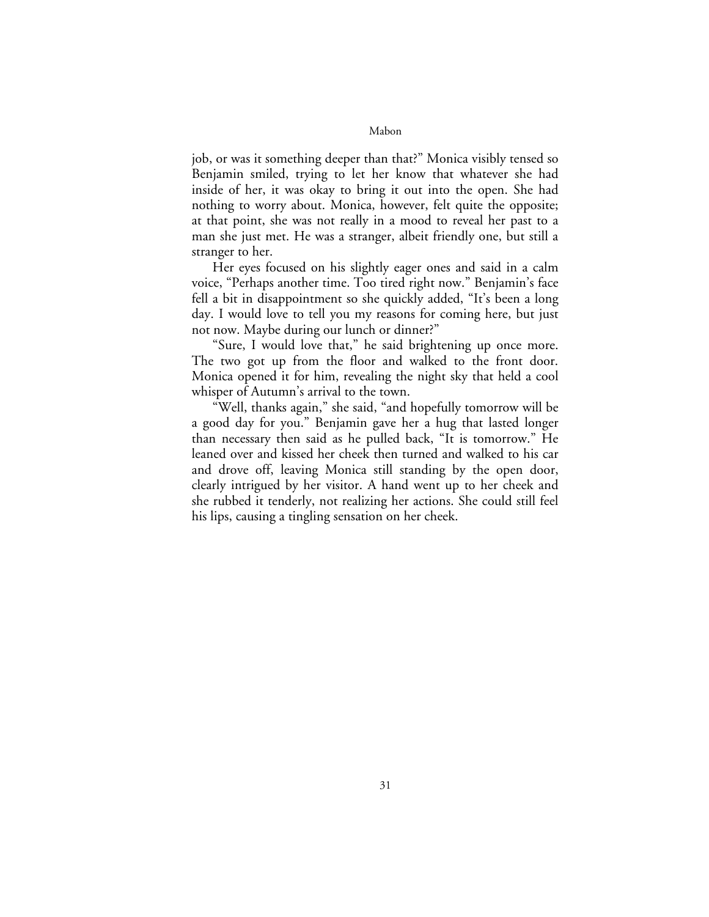job, or was it something deeper than that?" Monica visibly tensed so Benjamin smiled, trying to let her know that whatever she had inside of her, it was okay to bring it out into the open. She had nothing to worry about. Monica, however, felt quite the opposite; at that point, she was not really in a mood to reveal her past to a man she just met. He was a stranger, albeit friendly one, but still a stranger to her.

Her eyes focused on his slightly eager ones and said in a calm voice, "Perhaps another time. Too tired right now." Benjamin's face fell a bit in disappointment so she quickly added, "It's been a long day. I would love to tell you my reasons for coming here, but just not now. Maybe during our lunch or dinner?"

"Sure, I would love that," he said brightening up once more. The two got up from the floor and walked to the front door. Monica opened it for him, revealing the night sky that held a cool whisper of Autumn's arrival to the town.

"Well, thanks again," she said, "and hopefully tomorrow will be a good day for you." Benjamin gave her a hug that lasted longer than necessary then said as he pulled back, "It is tomorrow." He leaned over and kissed her cheek then turned and walked to his car and drove off, leaving Monica still standing by the open door, clearly intrigued by her visitor. A hand went up to her cheek and she rubbed it tenderly, not realizing her actions. She could still feel his lips, causing a tingling sensation on her cheek.